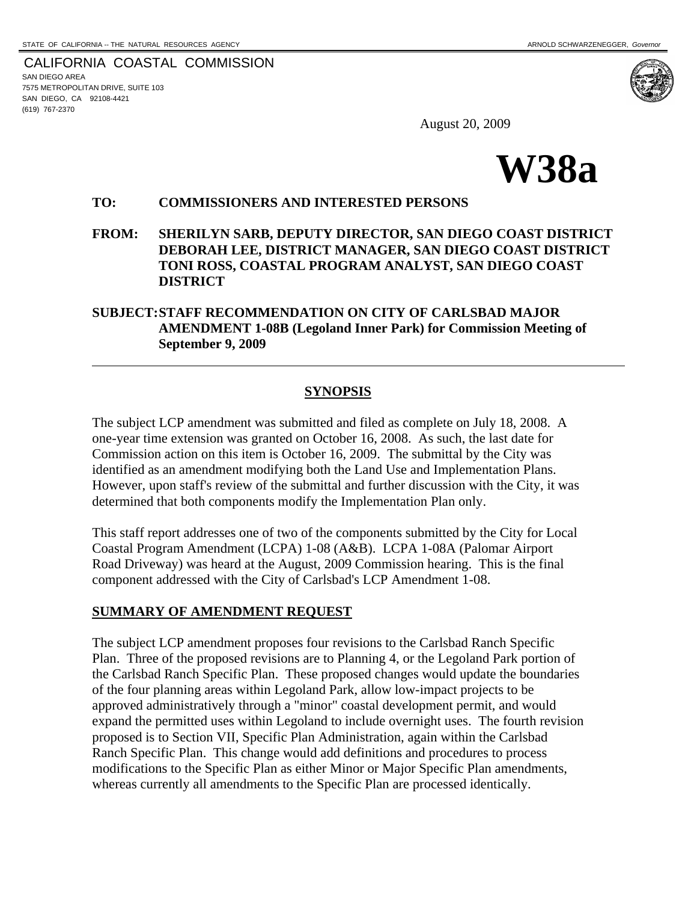STATE OF CALIFORNIA -- THE NATURAL RESOURCES AGENCY ARNOLD SCHWARZENEGGER, *Governor*

CALIFORNIA COASTAL COMMISSION
SAN DIEGO AREA
7575 METROPOLITAN DRIVE, SUITE 103
SAN DIEGO, CA 92108-4421
(619) 767-2370

August 20, 2009

# W38a

**TO: COMMISSIONERS AND INTERESTED PERSONS**

**FROM: SHERILYN SARB, DEPUTY DIRECTOR, SAN DIEGO COAST DISTRICT DEBORAH LEE, DISTRICT MANAGER, SAN DIEGO COAST DISTRICT TONI ROSS, COASTAL PROGRAM ANALYST, SAN DIEGO COAST DISTRICT**

**SUBJECT: STAFF RECOMMENDATION ON CITY OF CARLSBAD MAJOR AMENDMENT 1-08B (Legoland Inner Park) for Commission Meeting of September 9, 2009**

---

## SYNOPSIS

The subject LCP amendment was submitted and filed as complete on July 18, 2008. A one-year time extension was granted on October 16, 2008. As such, the last date for Commission action on this item is October 16, 2009. The submittal by the City was identified as an amendment modifying both the Land Use and Implementation Plans. However, upon staff's review of the submittal and further discussion with the City, it was determined that both components modify the Implementation Plan only.

This staff report addresses one of two of the components submitted by the City for Local Coastal Program Amendment (LCPA) 1-08 (A&B). LCPA 1-08A (Palomar Airport Road Driveway) was heard at the August, 2009 Commission hearing. This is the final component addressed with the City of Carlsbad's LCP Amendment 1-08.

## SUMMARY OF AMENDMENT REQUEST

The subject LCP amendment proposes four revisions to the Carlsbad Ranch Specific Plan. Three of the proposed revisions are to Planning 4, or the Legoland Park portion of the Carlsbad Ranch Specific Plan. These proposed changes would update the boundaries of the four planning areas within Legoland Park, allow low-impact projects to be approved administratively through a "minor" coastal development permit, and would expand the permitted uses within Legoland to include overnight uses. The fourth revision proposed is to Section VII, Specific Plan Administration, again within the Carlsbad Ranch Specific Plan. This change would add definitions and procedures to process modifications to the Specific Plan as either Minor or Major Specific Plan amendments, whereas currently all amendments to the Specific Plan are processed identically.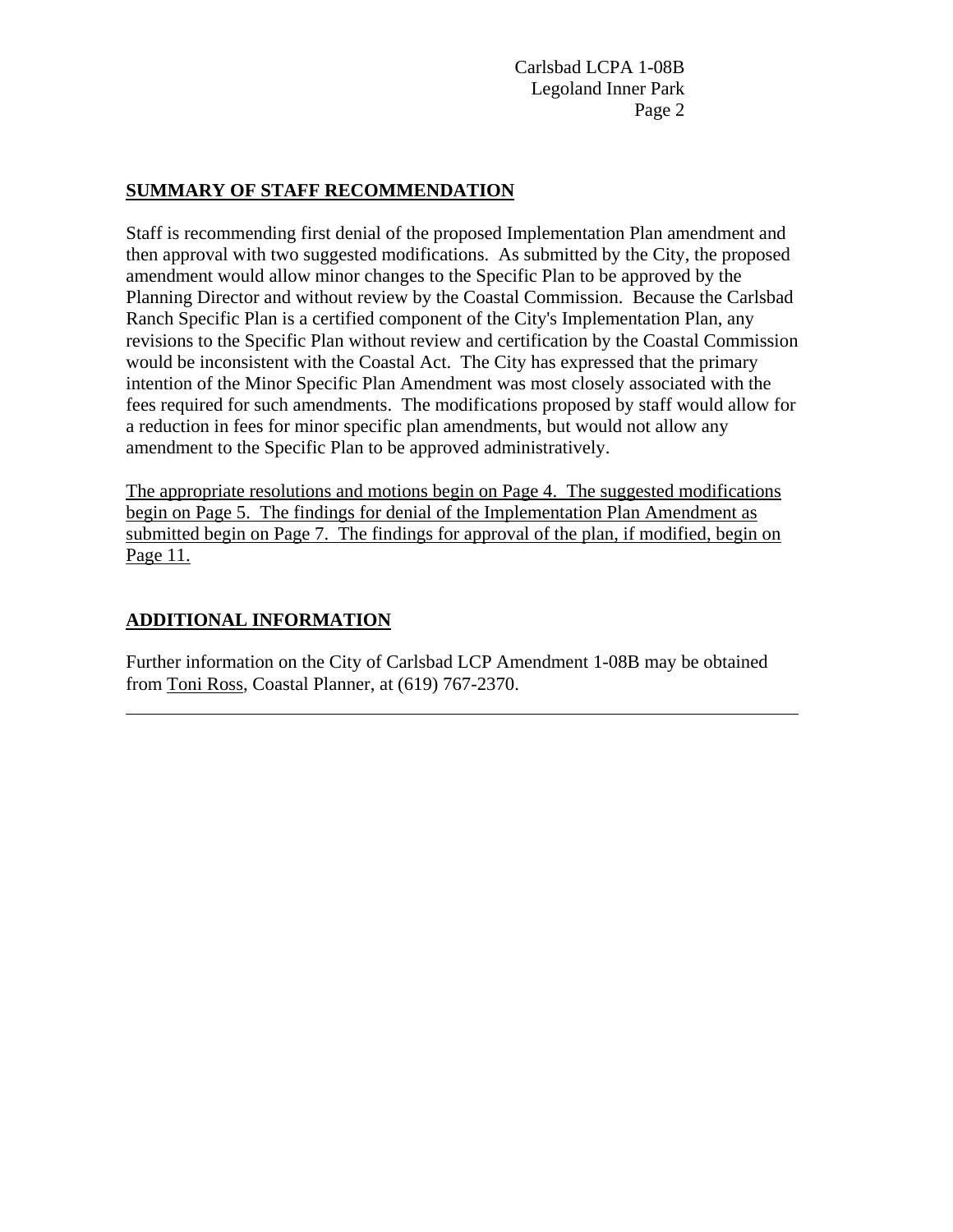## SUMMARY OF STAFF RECOMMENDATION

Staff is recommending first denial of the proposed Implementation Plan amendment and then approval with two suggested modifications. As submitted by the City, the proposed amendment would allow minor changes to the Specific Plan to be approved by the Planning Director and without review by the Coastal Commission. Because the Carlsbad Ranch Specific Plan is a certified component of the City's Implementation Plan, any revisions to the Specific Plan without review and certification by the Coastal Commission would be inconsistent with the Coastal Act. The City has expressed that the primary intention of the Minor Specific Plan Amendment was most closely associated with the fees required for such amendments. The modifications proposed by staff would allow for a reduction in fees for minor specific plan amendments, but would not allow any amendment to the Specific Plan to be approved administratively.

The appropriate resolutions and motions begin on Page 4. The suggested modifications begin on Page 5. The findings for denial of the Implementation Plan Amendment as submitted begin on Page 7. The findings for approval of the plan, if modified, begin on Page 11.

## ADDITIONAL INFORMATION

Further information on the City of Carlsbad LCP Amendment 1-08B may be obtained from Toni Ross, Coastal Planner, at (619) 767-2370.

---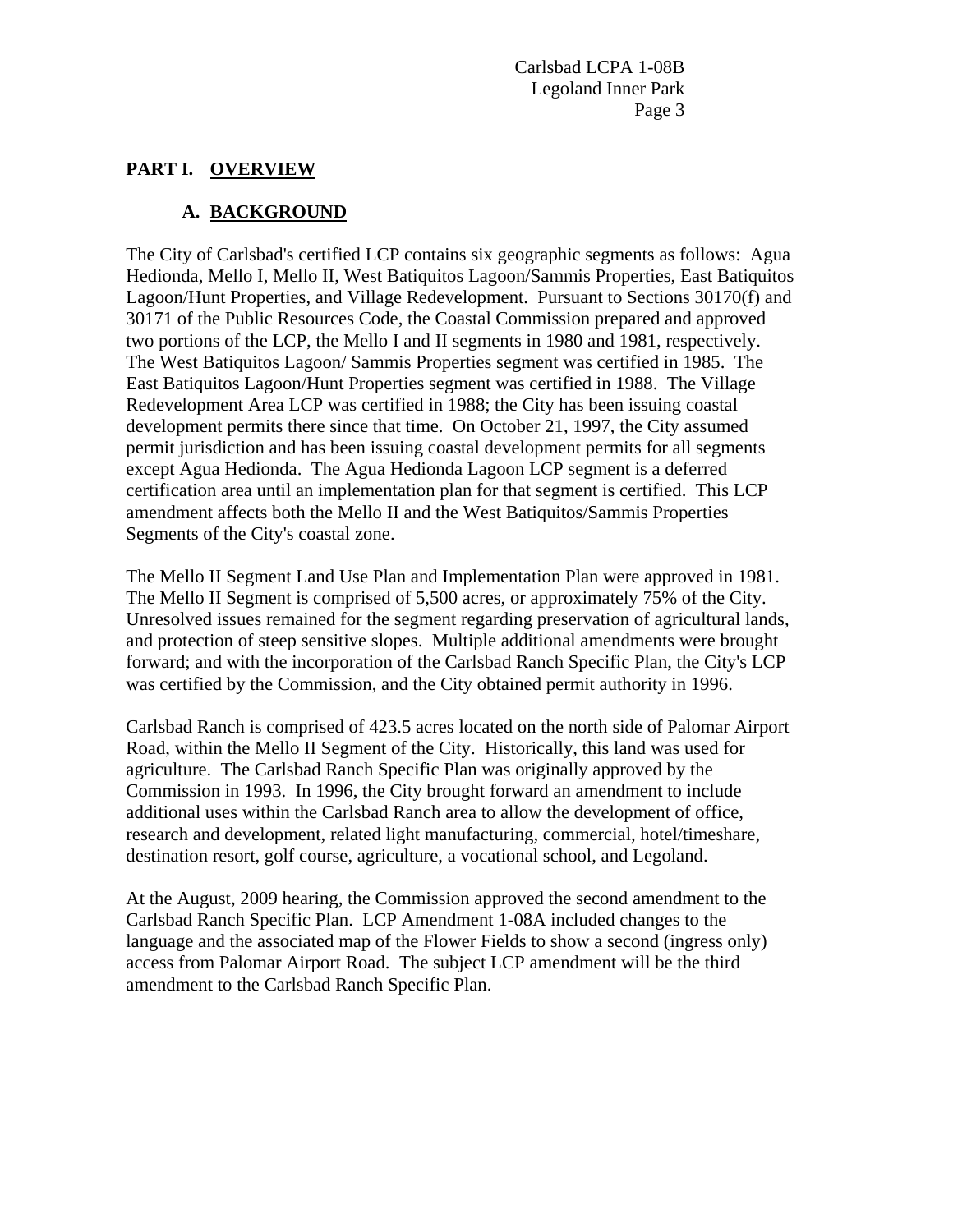## PART I. OVERVIEW

### A. BACKGROUND

The City of Carlsbad's certified LCP contains six geographic segments as follows: Agua Hedionda, Mello I, Mello II, West Batiquitos Lagoon/Sammis Properties, East Batiquitos Lagoon/Hunt Properties, and Village Redevelopment. Pursuant to Sections 30170(f) and 30171 of the Public Resources Code, the Coastal Commission prepared and approved two portions of the LCP, the Mello I and II segments in 1980 and 1981, respectively. The West Batiquitos Lagoon/ Sammis Properties segment was certified in 1985. The East Batiquitos Lagoon/Hunt Properties segment was certified in 1988. The Village Redevelopment Area LCP was certified in 1988; the City has been issuing coastal development permits there since that time. On October 21, 1997, the City assumed permit jurisdiction and has been issuing coastal development permits for all segments except Agua Hedionda. The Agua Hedionda Lagoon LCP segment is a deferred certification area until an implementation plan for that segment is certified. This LCP amendment affects both the Mello II and the West Batiquitos/Sammis Properties Segments of the City's coastal zone.

The Mello II Segment Land Use Plan and Implementation Plan were approved in 1981. The Mello II Segment is comprised of 5,500 acres, or approximately 75% of the City. Unresolved issues remained for the segment regarding preservation of agricultural lands, and protection of steep sensitive slopes. Multiple additional amendments were brought forward; and with the incorporation of the Carlsbad Ranch Specific Plan, the City's LCP was certified by the Commission, and the City obtained permit authority in 1996.

Carlsbad Ranch is comprised of 423.5 acres located on the north side of Palomar Airport Road, within the Mello II Segment of the City. Historically, this land was used for agriculture. The Carlsbad Ranch Specific Plan was originally approved by the Commission in 1993. In 1996, the City brought forward an amendment to include additional uses within the Carlsbad Ranch area to allow the development of office, research and development, related light manufacturing, commercial, hotel/timeshare, destination resort, golf course, agriculture, a vocational school, and Legoland.

At the August, 2009 hearing, the Commission approved the second amendment to the Carlsbad Ranch Specific Plan. LCP Amendment 1-08A included changes to the language and the associated map of the Flower Fields to show a second (ingress only) access from Palomar Airport Road. The subject LCP amendment will be the third amendment to the Carlsbad Ranch Specific Plan.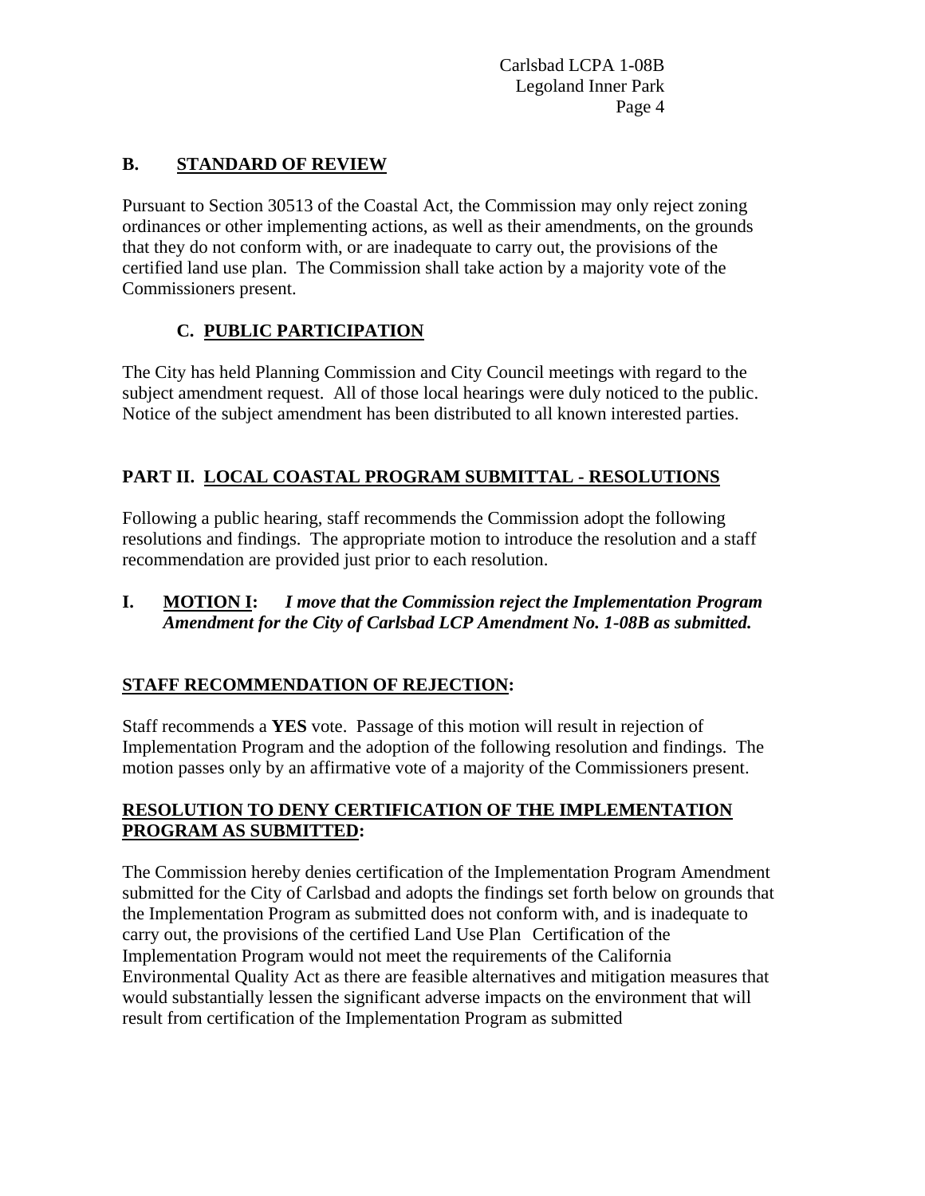## B. STANDARD OF REVIEW

Pursuant to Section 30513 of the Coastal Act, the Commission may only reject zoning ordinances or other implementing actions, as well as their amendments, on the grounds that they do not conform with, or are inadequate to carry out, the provisions of the certified land use plan. The Commission shall take action by a majority vote of the Commissioners present.

## C. PUBLIC PARTICIPATION

The City has held Planning Commission and City Council meetings with regard to the subject amendment request. All of those local hearings were duly noticed to the public. Notice of the subject amendment has been distributed to all known interested parties.

## PART II. LOCAL COASTAL PROGRAM SUBMITTAL - RESOLUTIONS

Following a public hearing, staff recommends the Commission adopt the following resolutions and findings. The appropriate motion to introduce the resolution and a staff recommendation are provided just prior to each resolution.

**I. MOTION I:** ***I move that the Commission reject the Implementation Program Amendment for the City of Carlsbad LCP Amendment No. 1-08B as submitted.***

**STAFF RECOMMENDATION OF REJECTION:**

Staff recommends a **YES** vote. Passage of this motion will result in rejection of Implementation Program and the adoption of the following resolution and findings. The motion passes only by an affirmative vote of a majority of the Commissioners present.

**RESOLUTION TO DENY CERTIFICATION OF THE IMPLEMENTATION PROGRAM AS SUBMITTED:**

The Commission hereby denies certification of the Implementation Program Amendment submitted for the City of Carlsbad and adopts the findings set forth below on grounds that the Implementation Program as submitted does not conform with, and is inadequate to carry out, the provisions of the certified Land Use Plan Certification of the Implementation Program would not meet the requirements of the California Environmental Quality Act as there are feasible alternatives and mitigation measures that would substantially lessen the significant adverse impacts on the environment that will result from certification of the Implementation Program as submitted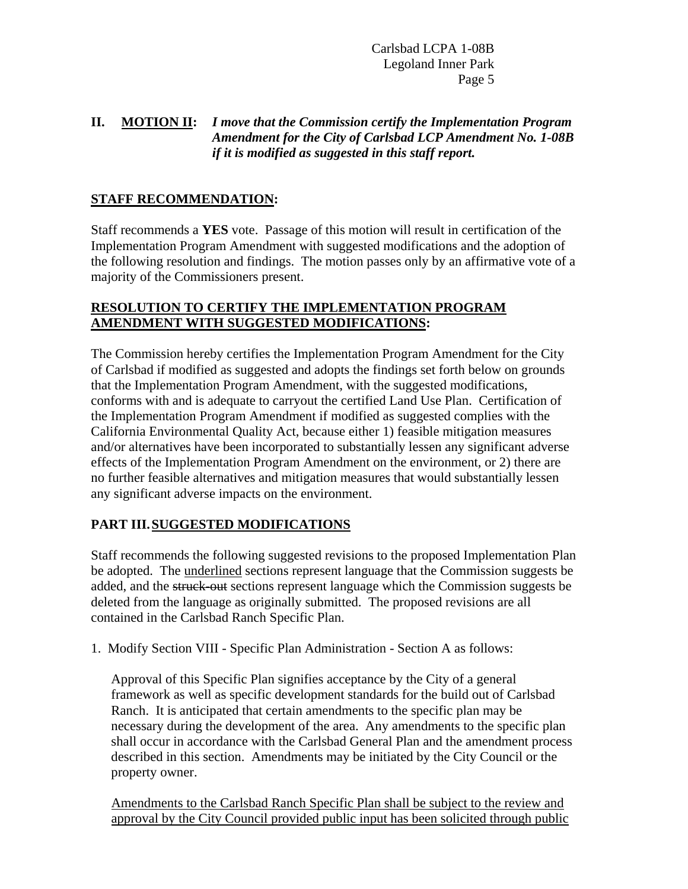**II. <u>MOTION II</u>:** ***I move that the Commission certify the Implementation Program Amendment for the City of Carlsbad LCP Amendment No. 1-08B if it is modified as suggested in this staff report.***

**<u>STAFF RECOMMENDATION</u>:**

Staff recommends a **YES** vote. Passage of this motion will result in certification of the Implementation Program Amendment with suggested modifications and the adoption of the following resolution and findings. The motion passes only by an affirmative vote of a majority of the Commissioners present.

**<u>RESOLUTION TO CERTIFY THE IMPLEMENTATION PROGRAM AMENDMENT WITH SUGGESTED MODIFICATIONS</u>:**

The Commission hereby certifies the Implementation Program Amendment for the City of Carlsbad if modified as suggested and adopts the findings set forth below on grounds that the Implementation Program Amendment, with the suggested modifications, conforms with and is adequate to carryout the certified Land Use Plan. Certification of the Implementation Program Amendment if modified as suggested complies with the California Environmental Quality Act, because either 1) feasible mitigation measures and/or alternatives have been incorporated to substantially lessen any significant adverse effects of the Implementation Program Amendment on the environment, or 2) there are no further feasible alternatives and mitigation measures that would substantially lessen any significant adverse impacts on the environment.

## PART III. <u>SUGGESTED MODIFICATIONS</u>

Staff recommends the following suggested revisions to the proposed Implementation Plan be adopted. The <u>underlined</u> sections represent language that the Commission suggests be added, and the ~~struck-out~~ sections represent language which the Commission suggests be deleted from the language as originally submitted. The proposed revisions are all contained in the Carlsbad Ranch Specific Plan.

1. Modify Section VIII - Specific Plan Administration - Section A as follows:

   Approval of this Specific Plan signifies acceptance by the City of a general framework as well as specific development standards for the build out of Carlsbad Ranch. It is anticipated that certain amendments to the specific plan may be necessary during the development of the area. Any amendments to the specific plan shall occur in accordance with the Carlsbad General Plan and the amendment process described in this section. Amendments may be initiated by the City Council or the property owner.

   <u>Amendments to the Carlsbad Ranch Specific Plan shall be subject to the review and approval by the City Council provided public input has been solicited through public</u>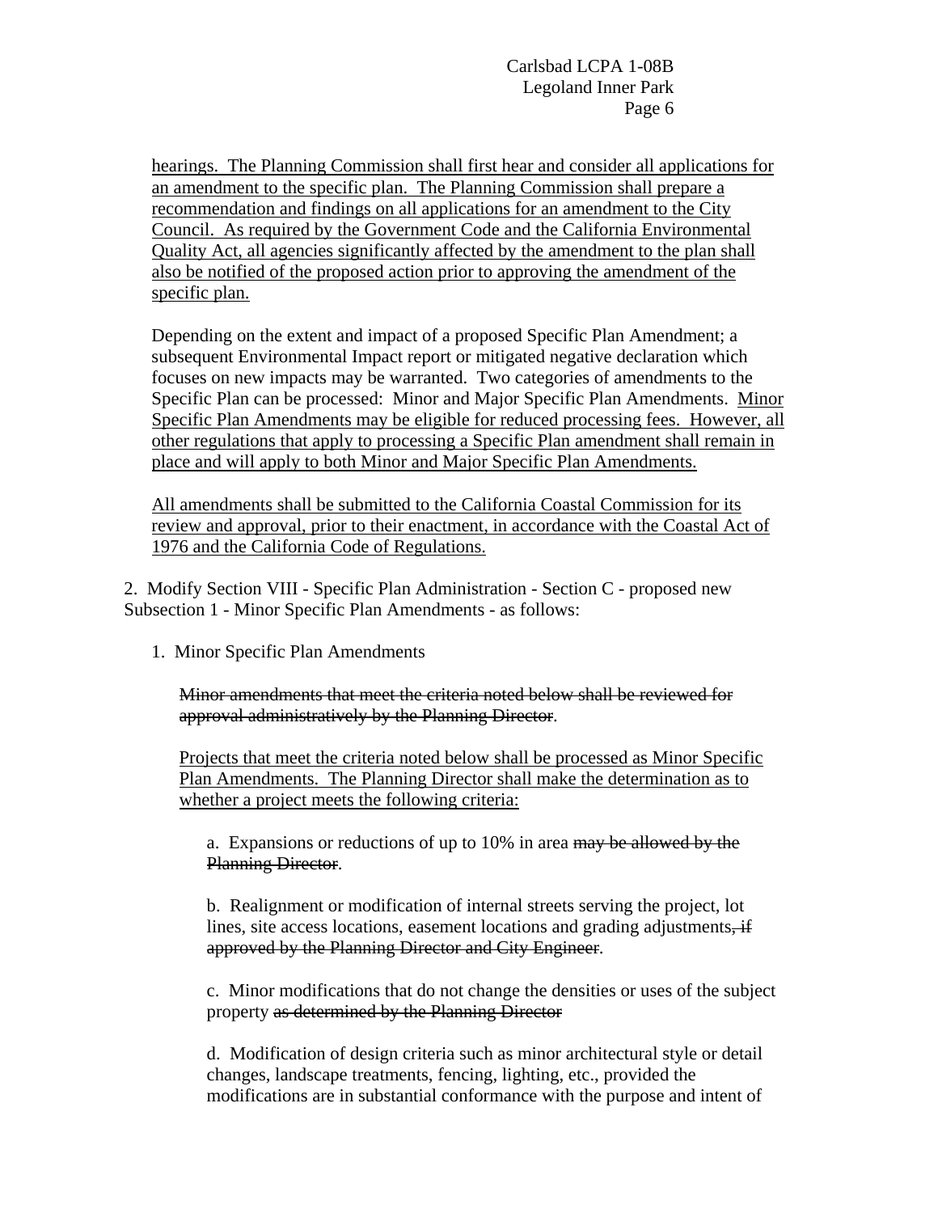hearings. The Planning Commission shall first hear and consider all applications for an amendment to the specific plan. The Planning Commission shall prepare a recommendation and findings on all applications for an amendment to the City Council. As required by the Government Code and the California Environmental Quality Act, all agencies significantly affected by the amendment to the plan shall also be notified of the proposed action prior to approving the amendment of the specific plan.

Depending on the extent and impact of a proposed Specific Plan Amendment; a subsequent Environmental Impact report or mitigated negative declaration which focuses on new impacts may be warranted. Two categories of amendments to the Specific Plan can be processed: Minor and Major Specific Plan Amendments. Minor Specific Plan Amendments may be eligible for reduced processing fees. However, all other regulations that apply to processing a Specific Plan amendment shall remain in place and will apply to both Minor and Major Specific Plan Amendments.

All amendments shall be submitted to the California Coastal Commission for its review and approval, prior to their enactment, in accordance with the Coastal Act of 1976 and the California Code of Regulations.

2. Modify Section VIII - Specific Plan Administration - Section C - proposed new Subsection 1 - Minor Specific Plan Amendments - as follows:

1. Minor Specific Plan Amendments

~~Minor amendments that meet the criteria noted below shall be reviewed for approval administratively by the Planning Director~~.

Projects that meet the criteria noted below shall be processed as Minor Specific Plan Amendments. The Planning Director shall make the determination as to whether a project meets the following criteria:

a. Expansions or reductions of up to 10% in area ~~may be allowed by the Planning Director~~.

b. Realignment or modification of internal streets serving the project, lot lines, site access locations, easement locations and grading adjustments~~, if approved by the Planning Director and City Engineer~~.

c. Minor modifications that do not change the densities or uses of the subject property ~~as determined by the Planning Director~~

d. Modification of design criteria such as minor architectural style or detail changes, landscape treatments, fencing, lighting, etc., provided the modifications are in substantial conformance with the purpose and intent of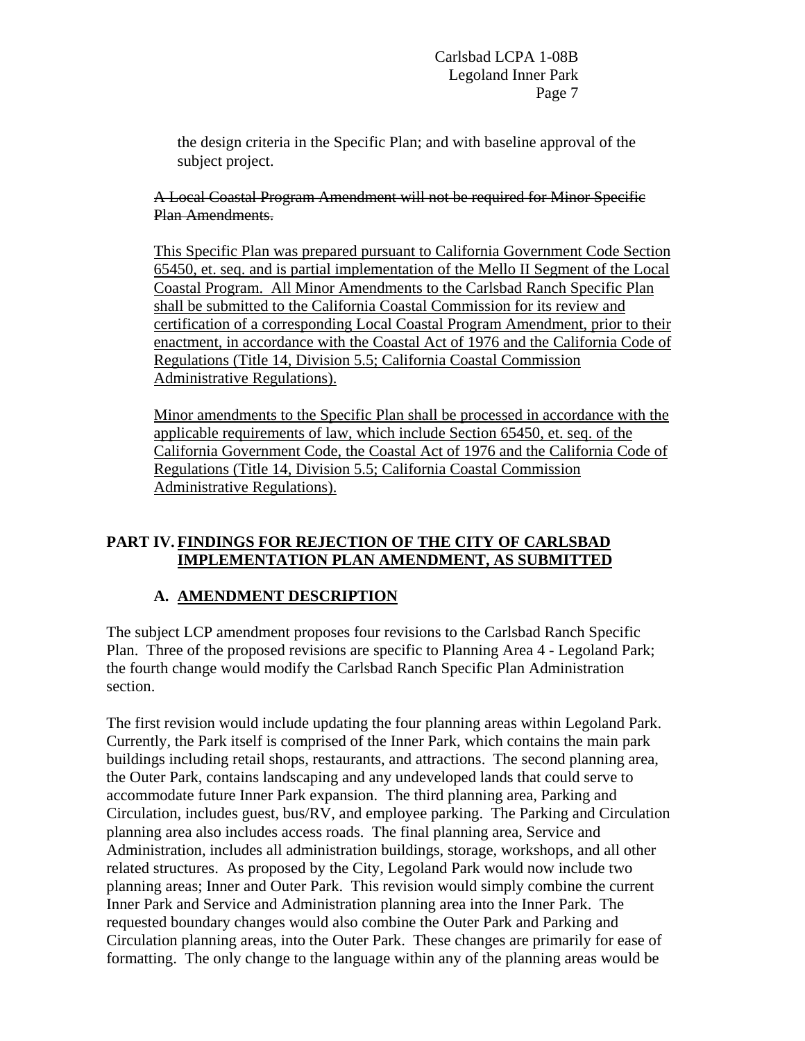the design criteria in the Specific Plan; and with baseline approval of the subject project.

~~A Local Coastal Program Amendment will not be required for Minor Specific Plan Amendments.~~

<u>This Specific Plan was prepared pursuant to California Government Code Section 65450, et. seq. and is partial implementation of the Mello II Segment of the Local Coastal Program. All Minor Amendments to the Carlsbad Ranch Specific Plan shall be submitted to the California Coastal Commission for its review and certification of a corresponding Local Coastal Program Amendment, prior to their enactment, in accordance with the Coastal Act of 1976 and the California Code of Regulations (Title 14, Division 5.5; California Coastal Commission Administrative Regulations).</u>

<u>Minor amendments to the Specific Plan shall be processed in accordance with the applicable requirements of law, which include Section 65450, et. seq. of the California Government Code, the Coastal Act of 1976 and the California Code of Regulations (Title 14, Division 5.5; California Coastal Commission Administrative Regulations).</u>

## PART IV. <u>FINDINGS FOR REJECTION OF THE CITY OF CARLSBAD IMPLEMENTATION PLAN AMENDMENT, AS SUBMITTED</u>

### A. <u>AMENDMENT DESCRIPTION</u>

The subject LCP amendment proposes four revisions to the Carlsbad Ranch Specific Plan. Three of the proposed revisions are specific to Planning Area 4 - Legoland Park; the fourth change would modify the Carlsbad Ranch Specific Plan Administration section.

The first revision would include updating the four planning areas within Legoland Park. Currently, the Park itself is comprised of the Inner Park, which contains the main park buildings including retail shops, restaurants, and attractions. The second planning area, the Outer Park, contains landscaping and any undeveloped lands that could serve to accommodate future Inner Park expansion. The third planning area, Parking and Circulation, includes guest, bus/RV, and employee parking. The Parking and Circulation planning area also includes access roads. The final planning area, Service and Administration, includes all administration buildings, storage, workshops, and all other related structures. As proposed by the City, Legoland Park would now include two planning areas; Inner and Outer Park. This revision would simply combine the current Inner Park and Service and Administration planning area into the Inner Park. The requested boundary changes would also combine the Outer Park and Parking and Circulation planning areas, into the Outer Park. These changes are primarily for ease of formatting. The only change to the language within any of the planning areas would be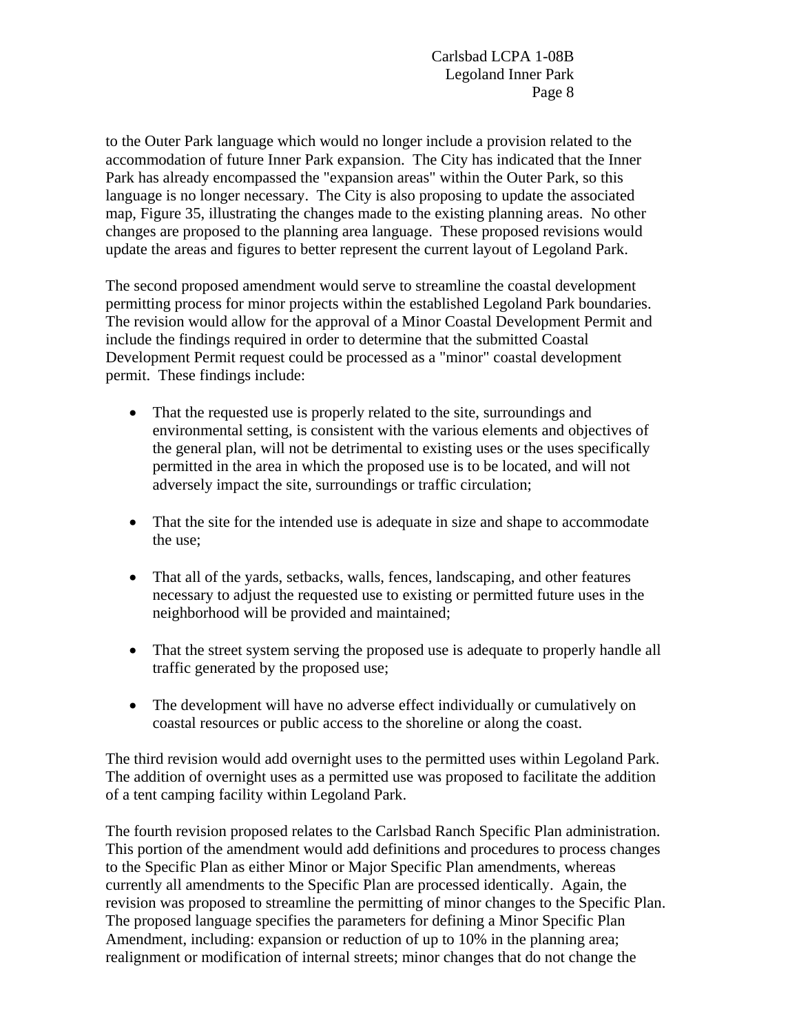to the Outer Park language which would no longer include a provision related to the accommodation of future Inner Park expansion. The City has indicated that the Inner Park has already encompassed the "expansion areas" within the Outer Park, so this language is no longer necessary. The City is also proposing to update the associated map, Figure 35, illustrating the changes made to the existing planning areas. No other changes are proposed to the planning area language. These proposed revisions would update the areas and figures to better represent the current layout of Legoland Park.

The second proposed amendment would serve to streamline the coastal development permitting process for minor projects within the established Legoland Park boundaries. The revision would allow for the approval of a Minor Coastal Development Permit and include the findings required in order to determine that the submitted Coastal Development Permit request could be processed as a "minor" coastal development permit. These findings include:

- That the requested use is properly related to the site, surroundings and environmental setting, is consistent with the various elements and objectives of the general plan, will not be detrimental to existing uses or the uses specifically permitted in the area in which the proposed use is to be located, and will not adversely impact the site, surroundings or traffic circulation;

- That the site for the intended use is adequate in size and shape to accommodate the use;

- That all of the yards, setbacks, walls, fences, landscaping, and other features necessary to adjust the requested use to existing or permitted future uses in the neighborhood will be provided and maintained;

- That the street system serving the proposed use is adequate to properly handle all traffic generated by the proposed use;

- The development will have no adverse effect individually or cumulatively on coastal resources or public access to the shoreline or along the coast.

The third revision would add overnight uses to the permitted uses within Legoland Park. The addition of overnight uses as a permitted use was proposed to facilitate the addition of a tent camping facility within Legoland Park.

The fourth revision proposed relates to the Carlsbad Ranch Specific Plan administration. This portion of the amendment would add definitions and procedures to process changes to the Specific Plan as either Minor or Major Specific Plan amendments, whereas currently all amendments to the Specific Plan are processed identically. Again, the revision was proposed to streamline the permitting of minor changes to the Specific Plan. The proposed language specifies the parameters for defining a Minor Specific Plan Amendment, including: expansion or reduction of up to 10% in the planning area; realignment or modification of internal streets; minor changes that do not change the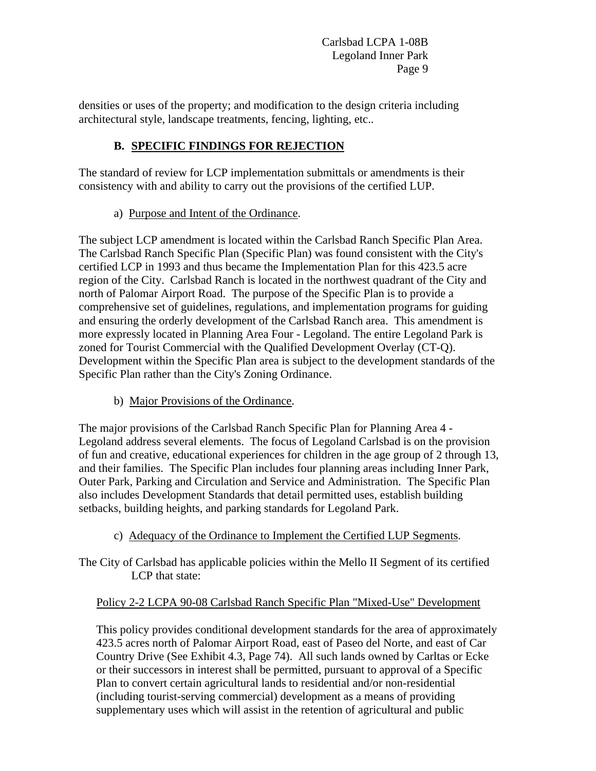densities or uses of the property; and modification to the design criteria including architectural style, landscape treatments, fencing, lighting, etc..

## B. SPECIFIC FINDINGS FOR REJECTION

The standard of review for LCP implementation submittals or amendments is their consistency with and ability to carry out the provisions of the certified LUP.

### a) Purpose and Intent of the Ordinance.

The subject LCP amendment is located within the Carlsbad Ranch Specific Plan Area. The Carlsbad Ranch Specific Plan (Specific Plan) was found consistent with the City's certified LCP in 1993 and thus became the Implementation Plan for this 423.5 acre region of the City. Carlsbad Ranch is located in the northwest quadrant of the City and north of Palomar Airport Road. The purpose of the Specific Plan is to provide a comprehensive set of guidelines, regulations, and implementation programs for guiding and ensuring the orderly development of the Carlsbad Ranch area. This amendment is more expressly located in Planning Area Four - Legoland. The entire Legoland Park is zoned for Tourist Commercial with the Qualified Development Overlay (CT-Q). Development within the Specific Plan area is subject to the development standards of the Specific Plan rather than the City's Zoning Ordinance.

### b) Major Provisions of the Ordinance.

The major provisions of the Carlsbad Ranch Specific Plan for Planning Area 4 - Legoland address several elements. The focus of Legoland Carlsbad is on the provision of fun and creative, educational experiences for children in the age group of 2 through 13, and their families. The Specific Plan includes four planning areas including Inner Park, Outer Park, Parking and Circulation and Service and Administration. The Specific Plan also includes Development Standards that detail permitted uses, establish building setbacks, building heights, and parking standards for Legoland Park.

### c) Adequacy of the Ordinance to Implement the Certified LUP Segments.

The City of Carlsbad has applicable policies within the Mello II Segment of its certified LCP that state:

> Policy 2-2 LCPA 90-08 Carlsbad Ranch Specific Plan "Mixed-Use" Development
>
> This policy provides conditional development standards for the area of approximately 423.5 acres north of Palomar Airport Road, east of Paseo del Norte, and east of Car Country Drive (See Exhibit 4.3, Page 74). All such lands owned by Carltas or Ecke or their successors in interest shall be permitted, pursuant to approval of a Specific Plan to convert certain agricultural lands to residential and/or non-residential (including tourist-serving commercial) development as a means of providing supplementary uses which will assist in the retention of agricultural and public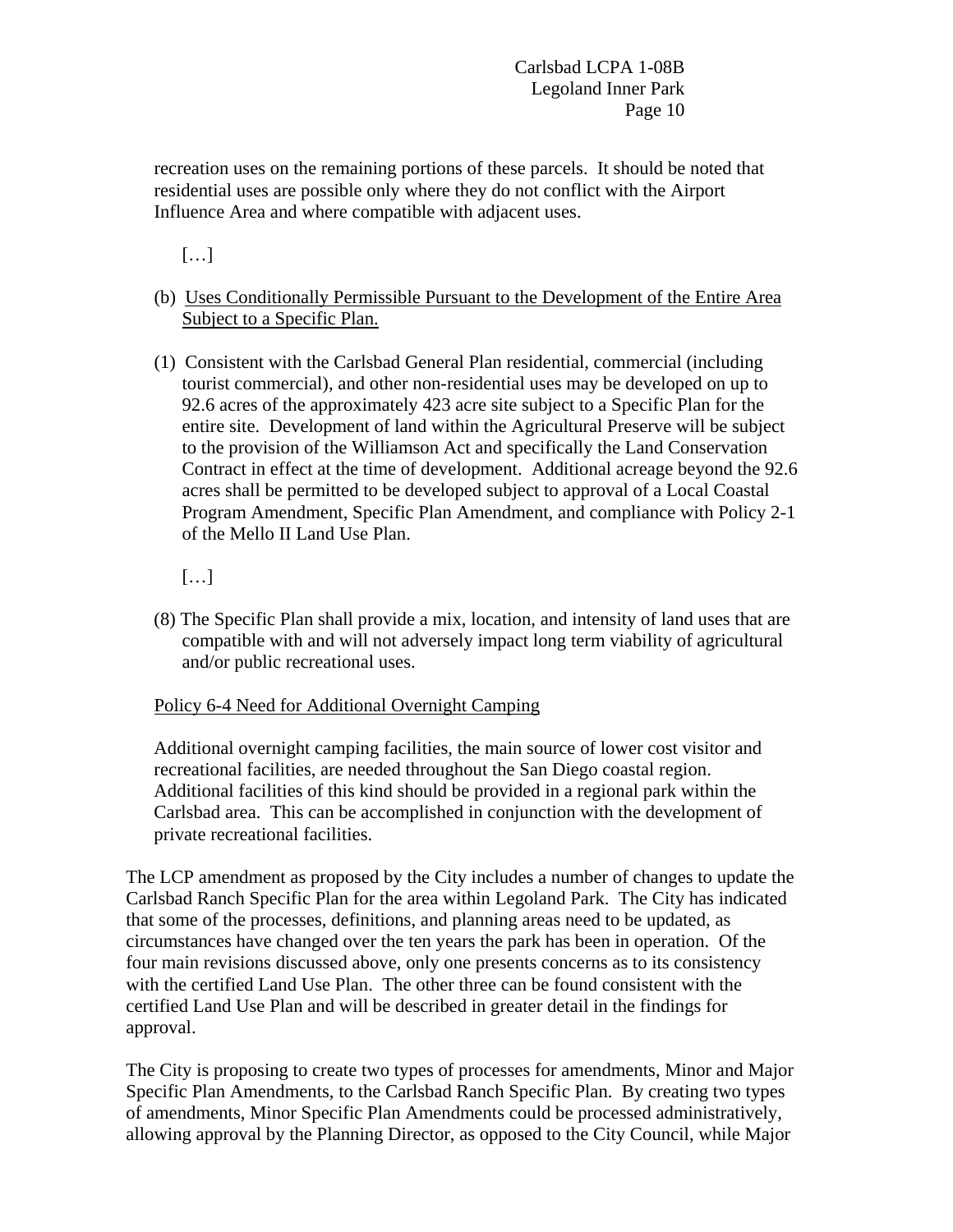recreation uses on the remaining portions of these parcels. It should be noted that residential uses are possible only where they do not conflict with the Airport Influence Area and where compatible with adjacent uses.

[…]

(b) <u>Uses Conditionally Permissible Pursuant to the Development of the Entire Area Subject to a Specific Plan.</u>

(1) Consistent with the Carlsbad General Plan residential, commercial (including tourist commercial), and other non-residential uses may be developed on up to 92.6 acres of the approximately 423 acre site subject to a Specific Plan for the entire site. Development of land within the Agricultural Preserve will be subject to the provision of the Williamson Act and specifically the Land Conservation Contract in effect at the time of development. Additional acreage beyond the 92.6 acres shall be permitted to be developed subject to approval of a Local Coastal Program Amendment, Specific Plan Amendment, and compliance with Policy 2-1 of the Mello II Land Use Plan.

[…]

(8) The Specific Plan shall provide a mix, location, and intensity of land uses that are compatible with and will not adversely impact long term viability of agricultural and/or public recreational uses.

<u>Policy 6-4 Need for Additional Overnight Camping</u>

Additional overnight camping facilities, the main source of lower cost visitor and recreational facilities, are needed throughout the San Diego coastal region. Additional facilities of this kind should be provided in a regional park within the Carlsbad area. This can be accomplished in conjunction with the development of private recreational facilities.

The LCP amendment as proposed by the City includes a number of changes to update the Carlsbad Ranch Specific Plan for the area within Legoland Park. The City has indicated that some of the processes, definitions, and planning areas need to be updated, as circumstances have changed over the ten years the park has been in operation. Of the four main revisions discussed above, only one presents concerns as to its consistency with the certified Land Use Plan. The other three can be found consistent with the certified Land Use Plan and will be described in greater detail in the findings for approval.

The City is proposing to create two types of processes for amendments, Minor and Major Specific Plan Amendments, to the Carlsbad Ranch Specific Plan. By creating two types of amendments, Minor Specific Plan Amendments could be processed administratively, allowing approval by the Planning Director, as opposed to the City Council, while Major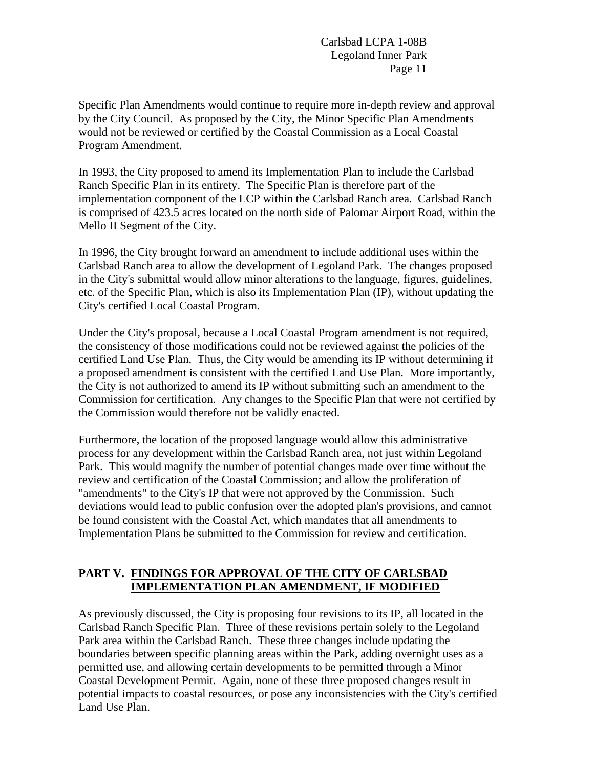Specific Plan Amendments would continue to require more in-depth review and approval by the City Council. As proposed by the City, the Minor Specific Plan Amendments would not be reviewed or certified by the Coastal Commission as a Local Coastal Program Amendment.

In 1993, the City proposed to amend its Implementation Plan to include the Carlsbad Ranch Specific Plan in its entirety. The Specific Plan is therefore part of the implementation component of the LCP within the Carlsbad Ranch area. Carlsbad Ranch is comprised of 423.5 acres located on the north side of Palomar Airport Road, within the Mello II Segment of the City.

In 1996, the City brought forward an amendment to include additional uses within the Carlsbad Ranch area to allow the development of Legoland Park. The changes proposed in the City's submittal would allow minor alterations to the language, figures, guidelines, etc. of the Specific Plan, which is also its Implementation Plan (IP), without updating the City's certified Local Coastal Program.

Under the City's proposal, because a Local Coastal Program amendment is not required, the consistency of those modifications could not be reviewed against the policies of the certified Land Use Plan. Thus, the City would be amending its IP without determining if a proposed amendment is consistent with the certified Land Use Plan. More importantly, the City is not authorized to amend its IP without submitting such an amendment to the Commission for certification. Any changes to the Specific Plan that were not certified by the Commission would therefore not be validly enacted.

Furthermore, the location of the proposed language would allow this administrative process for any development within the Carlsbad Ranch area, not just within Legoland Park. This would magnify the number of potential changes made over time without the review and certification of the Coastal Commission; and allow the proliferation of "amendments" to the City's IP that were not approved by the Commission. Such deviations would lead to public confusion over the adopted plan's provisions, and cannot be found consistent with the Coastal Act, which mandates that all amendments to Implementation Plans be submitted to the Commission for review and certification.

## PART V. FINDINGS FOR APPROVAL OF THE CITY OF CARLSBAD IMPLEMENTATION PLAN AMENDMENT, IF MODIFIED

As previously discussed, the City is proposing four revisions to its IP, all located in the Carlsbad Ranch Specific Plan. Three of these revisions pertain solely to the Legoland Park area within the Carlsbad Ranch. These three changes include updating the boundaries between specific planning areas within the Park, adding overnight uses as a permitted use, and allowing certain developments to be permitted through a Minor Coastal Development Permit. Again, none of these three proposed changes result in potential impacts to coastal resources, or pose any inconsistencies with the City's certified Land Use Plan.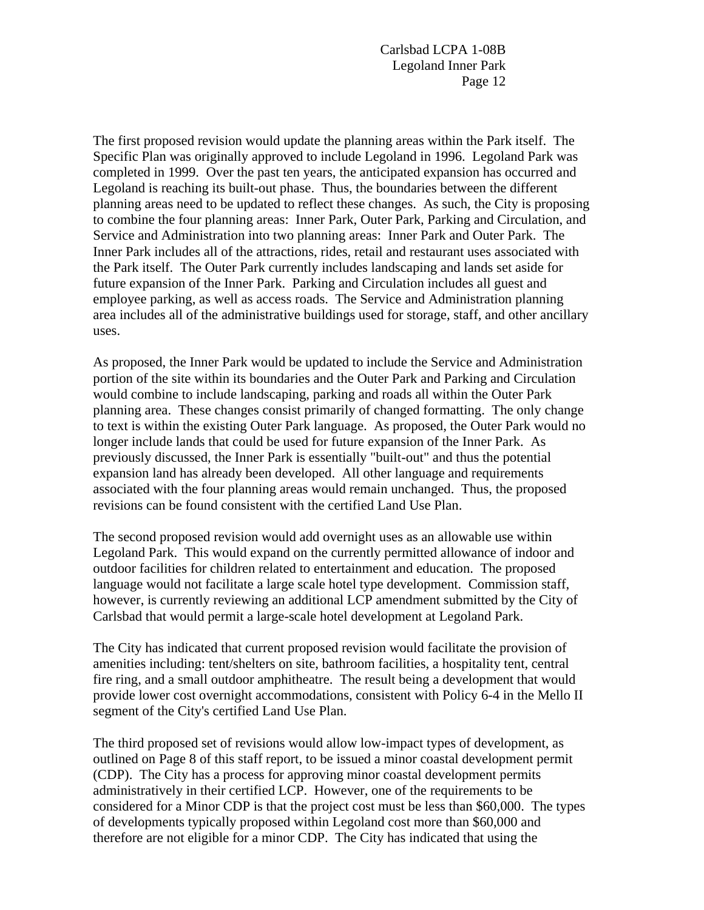The first proposed revision would update the planning areas within the Park itself. The Specific Plan was originally approved to include Legoland in 1996. Legoland Park was completed in 1999. Over the past ten years, the anticipated expansion has occurred and Legoland is reaching its built-out phase. Thus, the boundaries between the different planning areas need to be updated to reflect these changes. As such, the City is proposing to combine the four planning areas: Inner Park, Outer Park, Parking and Circulation, and Service and Administration into two planning areas: Inner Park and Outer Park. The Inner Park includes all of the attractions, rides, retail and restaurant uses associated with the Park itself. The Outer Park currently includes landscaping and lands set aside for future expansion of the Inner Park. Parking and Circulation includes all guest and employee parking, as well as access roads. The Service and Administration planning area includes all of the administrative buildings used for storage, staff, and other ancillary uses.

As proposed, the Inner Park would be updated to include the Service and Administration portion of the site within its boundaries and the Outer Park and Parking and Circulation would combine to include landscaping, parking and roads all within the Outer Park planning area. These changes consist primarily of changed formatting. The only change to text is within the existing Outer Park language. As proposed, the Outer Park would no longer include lands that could be used for future expansion of the Inner Park. As previously discussed, the Inner Park is essentially "built-out" and thus the potential expansion land has already been developed. All other language and requirements associated with the four planning areas would remain unchanged. Thus, the proposed revisions can be found consistent with the certified Land Use Plan.

The second proposed revision would add overnight uses as an allowable use within Legoland Park. This would expand on the currently permitted allowance of indoor and outdoor facilities for children related to entertainment and education. The proposed language would not facilitate a large scale hotel type development. Commission staff, however, is currently reviewing an additional LCP amendment submitted by the City of Carlsbad that would permit a large-scale hotel development at Legoland Park.

The City has indicated that current proposed revision would facilitate the provision of amenities including: tent/shelters on site, bathroom facilities, a hospitality tent, central fire ring, and a small outdoor amphitheatre. The result being a development that would provide lower cost overnight accommodations, consistent with Policy 6-4 in the Mello II segment of the City's certified Land Use Plan.

The third proposed set of revisions would allow low-impact types of development, as outlined on Page 8 of this staff report, to be issued a minor coastal development permit (CDP). The City has a process for approving minor coastal development permits administratively in their certified LCP. However, one of the requirements to be considered for a Minor CDP is that the project cost must be less than $60,000. The types of developments typically proposed within Legoland cost more than $60,000 and therefore are not eligible for a minor CDP. The City has indicated that using the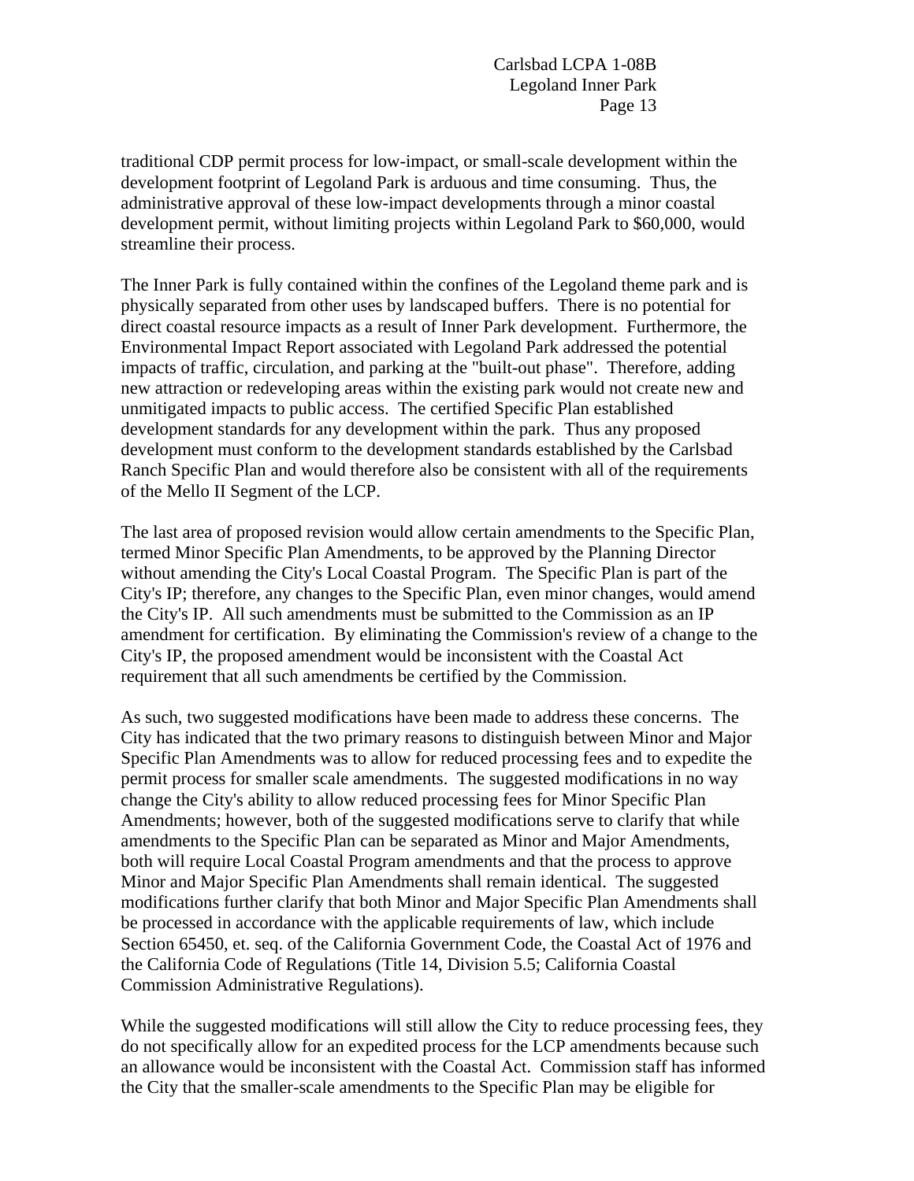traditional CDP permit process for low-impact, or small-scale development within the development footprint of Legoland Park is arduous and time consuming. Thus, the administrative approval of these low-impact developments through a minor coastal development permit, without limiting projects within Legoland Park to $60,000, would streamline their process.

The Inner Park is fully contained within the confines of the Legoland theme park and is physically separated from other uses by landscaped buffers. There is no potential for direct coastal resource impacts as a result of Inner Park development. Furthermore, the Environmental Impact Report associated with Legoland Park addressed the potential impacts of traffic, circulation, and parking at the "built-out phase". Therefore, adding new attraction or redeveloping areas within the existing park would not create new and unmitigated impacts to public access. The certified Specific Plan established development standards for any development within the park. Thus any proposed development must conform to the development standards established by the Carlsbad Ranch Specific Plan and would therefore also be consistent with all of the requirements of the Mello II Segment of the LCP.

The last area of proposed revision would allow certain amendments to the Specific Plan, termed Minor Specific Plan Amendments, to be approved by the Planning Director without amending the City's Local Coastal Program. The Specific Plan is part of the City's IP; therefore, any changes to the Specific Plan, even minor changes, would amend the City's IP. All such amendments must be submitted to the Commission as an IP amendment for certification. By eliminating the Commission's review of a change to the City's IP, the proposed amendment would be inconsistent with the Coastal Act requirement that all such amendments be certified by the Commission.

As such, two suggested modifications have been made to address these concerns. The City has indicated that the two primary reasons to distinguish between Minor and Major Specific Plan Amendments was to allow for reduced processing fees and to expedite the permit process for smaller scale amendments. The suggested modifications in no way change the City's ability to allow reduced processing fees for Minor Specific Plan Amendments; however, both of the suggested modifications serve to clarify that while amendments to the Specific Plan can be separated as Minor and Major Amendments, both will require Local Coastal Program amendments and that the process to approve Minor and Major Specific Plan Amendments shall remain identical. The suggested modifications further clarify that both Minor and Major Specific Plan Amendments shall be processed in accordance with the applicable requirements of law, which include Section 65450, et. seq. of the California Government Code, the Coastal Act of 1976 and the California Code of Regulations (Title 14, Division 5.5; California Coastal Commission Administrative Regulations).

While the suggested modifications will still allow the City to reduce processing fees, they do not specifically allow for an expedited process for the LCP amendments because such an allowance would be inconsistent with the Coastal Act. Commission staff has informed the City that the smaller-scale amendments to the Specific Plan may be eligible for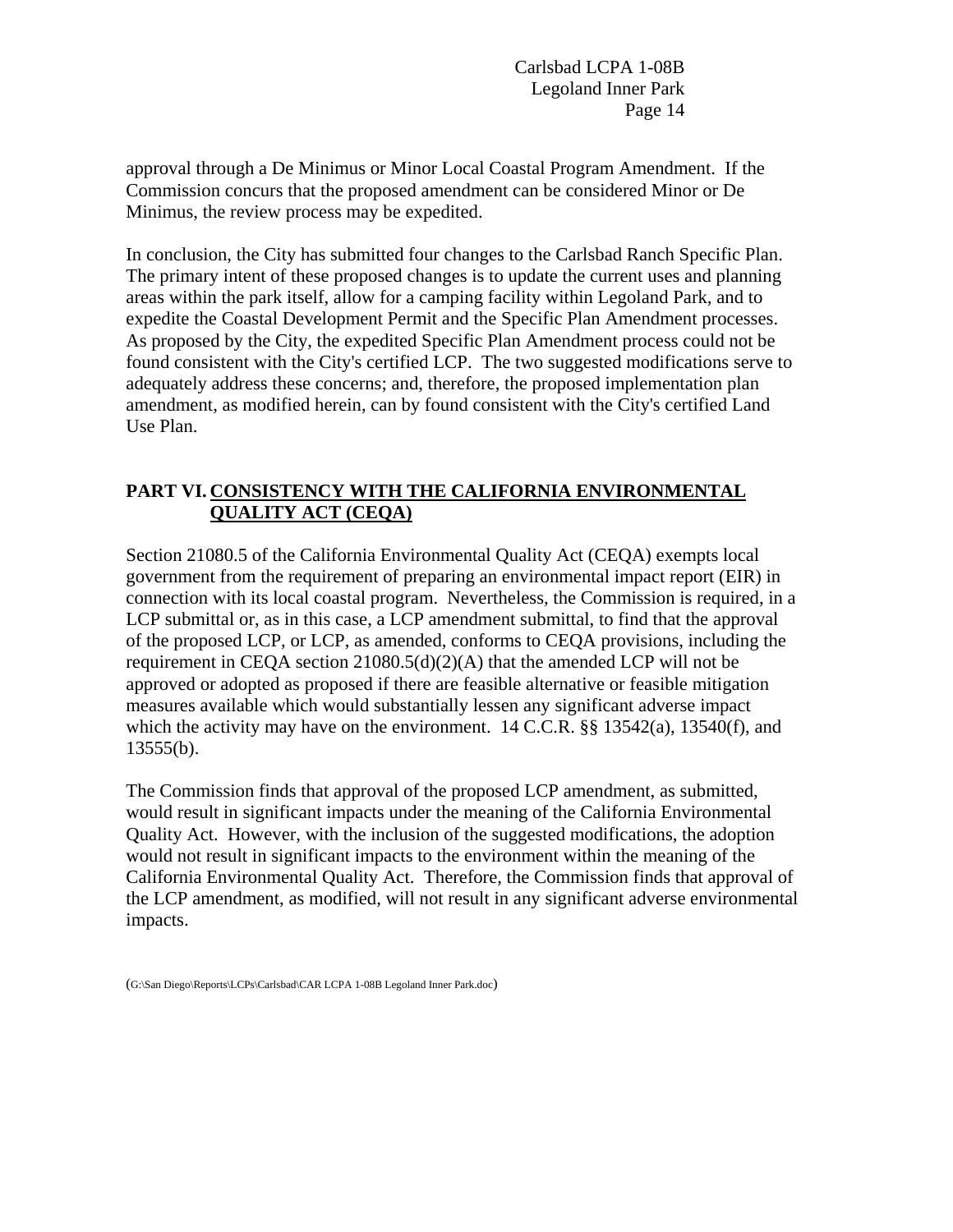approval through a De Minimus or Minor Local Coastal Program Amendment. If the Commission concurs that the proposed amendment can be considered Minor or De Minimus, the review process may be expedited.

In conclusion, the City has submitted four changes to the Carlsbad Ranch Specific Plan. The primary intent of these proposed changes is to update the current uses and planning areas within the park itself, allow for a camping facility within Legoland Park, and to expedite the Coastal Development Permit and the Specific Plan Amendment processes. As proposed by the City, the expedited Specific Plan Amendment process could not be found consistent with the City's certified LCP. The two suggested modifications serve to adequately address these concerns; and, therefore, the proposed implementation plan amendment, as modified herein, can by found consistent with the City's certified Land Use Plan.

## PART VI. CONSISTENCY WITH THE CALIFORNIA ENVIRONMENTAL QUALITY ACT (CEQA)

Section 21080.5 of the California Environmental Quality Act (CEQA) exempts local government from the requirement of preparing an environmental impact report (EIR) in connection with its local coastal program. Nevertheless, the Commission is required, in a LCP submittal or, as in this case, a LCP amendment submittal, to find that the approval of the proposed LCP, or LCP, as amended, conforms to CEQA provisions, including the requirement in CEQA section 21080.5(d)(2)(A) that the amended LCP will not be approved or adopted as proposed if there are feasible alternative or feasible mitigation measures available which would substantially lessen any significant adverse impact which the activity may have on the environment. 14 C.C.R. §§ 13542(a), 13540(f), and 13555(b).

The Commission finds that approval of the proposed LCP amendment, as submitted, would result in significant impacts under the meaning of the California Environmental Quality Act. However, with the inclusion of the suggested modifications, the adoption would not result in significant impacts to the environment within the meaning of the California Environmental Quality Act. Therefore, the Commission finds that approval of the LCP amendment, as modified, will not result in any significant adverse environmental impacts.

(G:\San Diego\Reports\LCPs\Carlsbad\CAR LCPA 1-08B Legoland Inner Park.doc)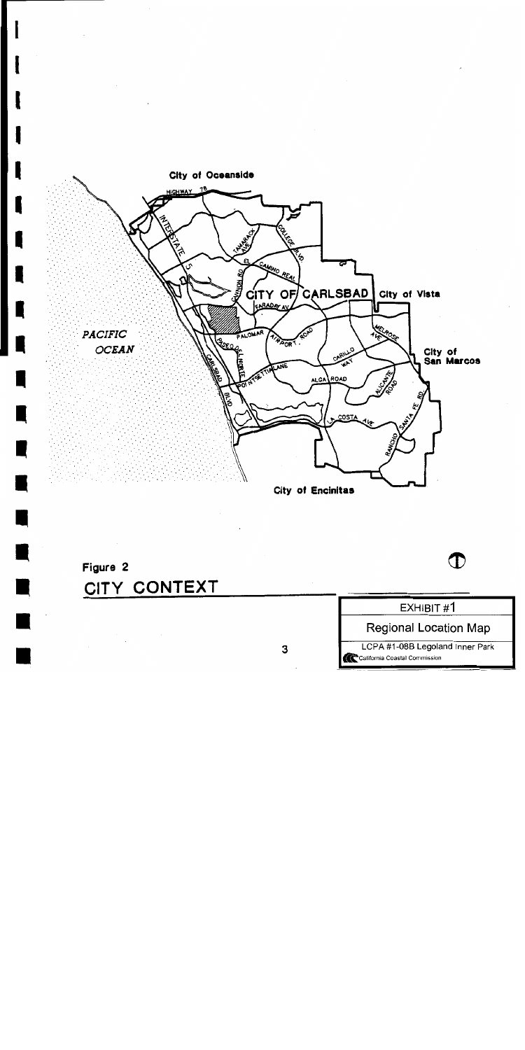City of Oceanside

HIGHWAY 78

INTERSTATE 5

TAMARACK AVE

COLLEGE BLVD

EL CAMINO REAL

CANNON RD

CITY OF CARLSBAD

City of Vista

FARADAY AV

PACIFIC OCEAN

PALOMAR AIRPORT ROAD

MELROSE AVE

PASEO DEL NORTE

CARILLO WAY

City of San Marcos

CARLSBAD BLVD

POINSETTIA LANE

ALGA ROAD

ALICANTE ROAD

LA COSTA AVE

RANCHO SANTA FE RD

City of Encinitas

Figure 2

## CITY CONTEXT

EXHIBIT #1

Regional Location Map

LCPA #1-08B Legoland Inner Park

California Coastal Commission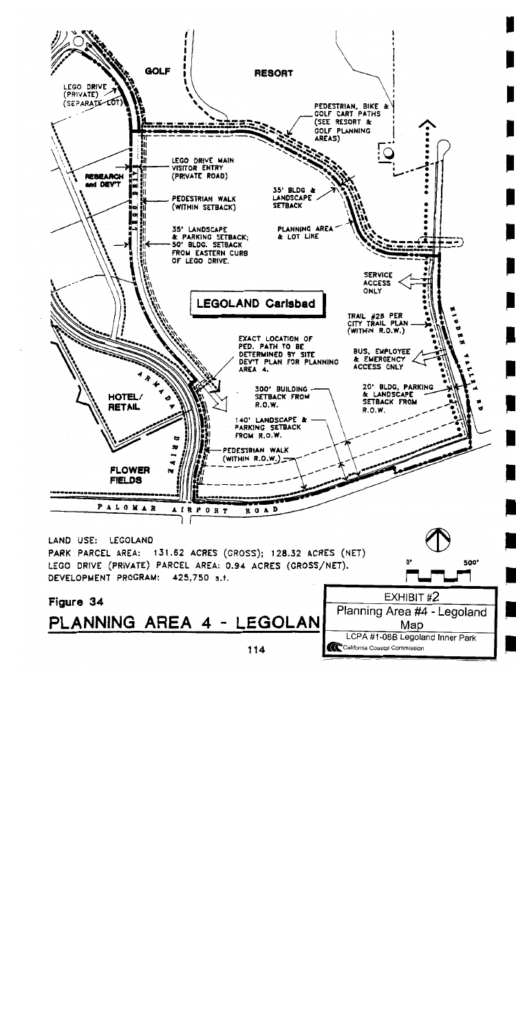GOLF

RESORT

LEGO DRIVE (PRIVATE) (SEPARATE LOT)

PEDESTRIAN, BIKE & GOLF CART PATHS (SEE RESORT & GOLF PLANNING AREAS)

LEGO DRIVE MAIN VISITOR ENTRY (PRIVATE ROAD)

RESEARCH and DEV'T

PEDESTRIAN WALK (WITHIN SETBACK)

35' BLDG & LANDSCAPE SETBACK

35' LANDSCAPE & PARKING SETBACK; 50' BLDG. SETBACK FROM EASTERN CURB OF LEGO DRIVE.

PLANNING AREA & LOT LINE

SERVICE ACCESS ONLY

LEGOLAND Carlsbad

TRAIL #28 PER CITY TRAIL PLAN (WITHIN R.O.W.)

HIDDEN VALLEY RD

EXACT LOCATION OF PED. PATH TO BE DETERMINED BY SITE DEV'T PLAN FOR PLANNING AREA 4.

BUS, EMPLOYEE & EMERGENCY ACCESS ONLY

ARMADA

HOTEL/ RETAIL

300' BUILDING SETBACK FROM R.O.W.

20' BLDG, PARKING & LANDSCAPE SETBACK FROM R.O.W.

140' LANDSCAPE & PARKING SETBACK FROM R.O.W.

PEDESTRIAN WALK (WITHIN R.O.W.)

FLOWER FIELDS

ARMADA DRIVE

PALOMAR AIRPORT ROAD

LAND USE: LEGOLAND

PARK PARCEL AREA: 131.62 ACRES (GROSS); 128.32 ACRES (NET)

LEGO DRIVE (PRIVATE) PARCEL AREA: 0.94 ACRES (GROSS/NET).

DEVELOPMENT PROGRAM: 425,750 s.f.

0' 500'

Figure 34

PLANNING AREA 4 - LEGOLAND

EXHIBIT #2

Planning Area #4 - Legoland Map

LCPA #1-08B Legoland Inner Park

California Coastal Commission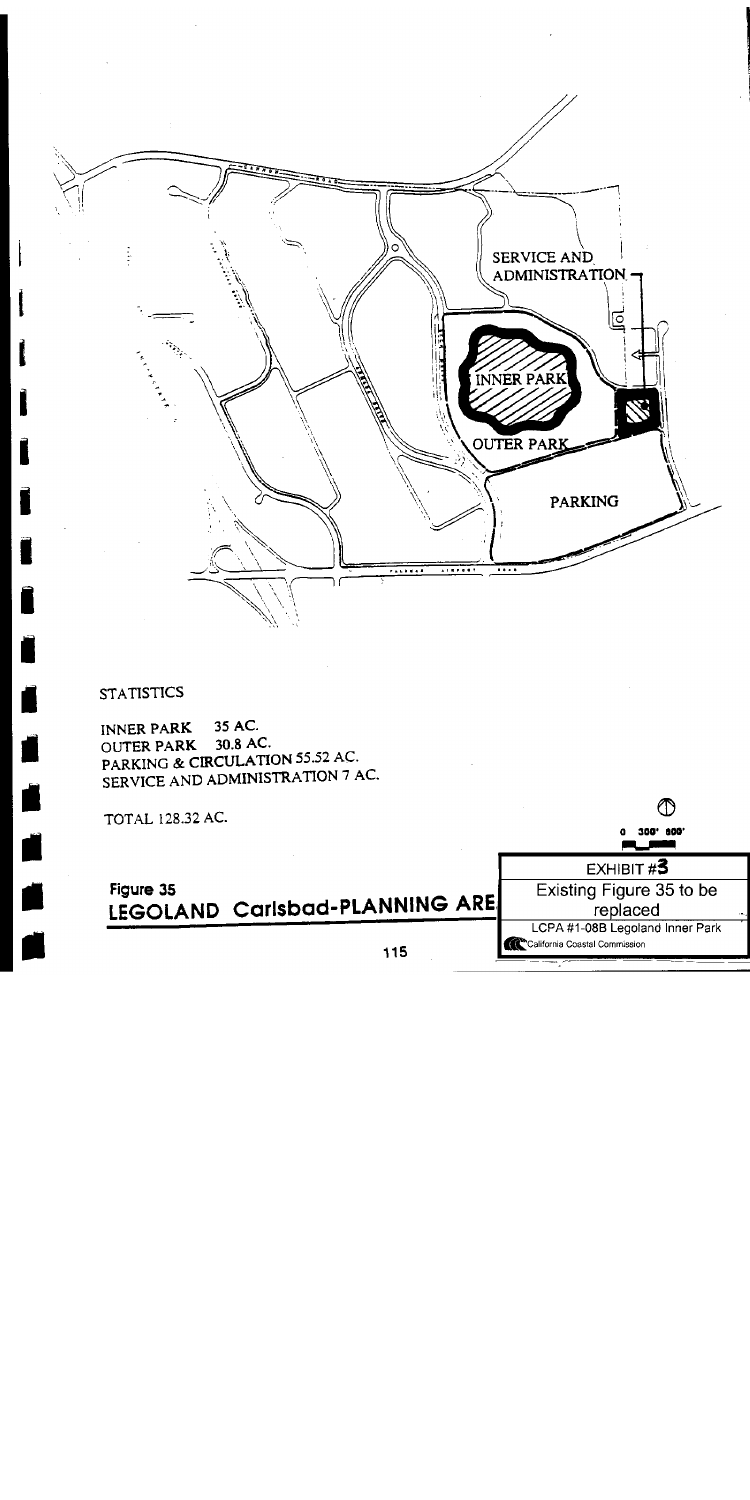SERVICE AND ADMINISTRATION

INNER PARK

OUTER PARK

PARKING

STATISTICS

INNER PARK 35 AC.
OUTER PARK 30.8 AC.
PARKING & CIRCULATION 55.52 AC.
SERVICE AND ADMINISTRATION 7 AC.

TOTAL 128.32 AC.

0 300' 600'

Figure 35
LEGOLAND Carlsbad-PLANNING ARE

EXHIBIT #3
Existing Figure 35 to be replaced
LCPA #1-08B Legoland Inner Park
California Coastal Commission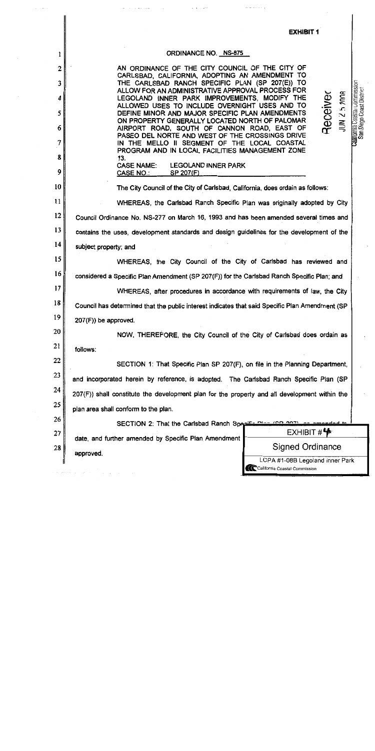**EXHIBIT 1**

## ORDINANCE NO. NS-875

AN ORDINANCE OF THE CITY COUNCIL OF THE CITY OF CARLSBAD, CALIFORNIA, ADOPTING AN AMENDMENT TO THE CARLSBAD RANCH SPECIFIC PLAN (SP 207(E)) TO ALLOW FOR AN ADMINISTRATIVE APPROVAL PROCESS FOR LEGOLAND INNER PARK IMPROVEMENTS, MODIFY THE ALLOWED USES TO INCLUDE OVERNIGHT USES AND TO DEFINE MINOR AND MAJOR SPECIFIC PLAN AMENDMENTS ON PROPERTY GENERALLY LOCATED NORTH OF PALOMAR AIRPORT ROAD, SOUTH OF CANNON ROAD, EAST OF PASEO DEL NORTE AND WEST OF THE CROSSINGS DRIVE IN THE MELLO II SEGMENT OF THE LOCAL COASTAL PROGRAM AND IN LOCAL FACILITIES MANAGEMENT ZONE 13.

CASE NAME: LEGOLAND INNER PARK
CASE NO.: SP 207(F)

Received
JUN 25 2008
California Coastal Commission
San Diego Coast District

The City Council of the City of Carlsbad, California, does ordain as follows:

WHEREAS, the Carlsbad Ranch Specific Plan was originally adopted by City Council Ordinance No. NS-277 on March 16, 1993 and has been amended several times and contains the uses, development standards and design guidelines for the development of the subject property; and

WHEREAS, the City Council of the City of Carlsbad has reviewed and considered a Specific Plan Amendment (SP 207(F)) for the Carlsbad Ranch Specific Plan; and

WHEREAS, after procedures in accordance with requirements of law, the City Council has determined that the public interest indicates that said Specific Plan Amendment (SP 207(F)) be approved.

NOW, THEREFORE, the City Council of the City of Carlsbad does ordain as follows:

SECTION 1: That Specific Plan SP 207(F), on file in the Planning Department, and incorporated herein by reference, is adopted. The Carlsbad Ranch Specific Plan (SP 207(F)) shall constitute the development plan for the property and all development within the plan area shall conform to the plan.

SECTION 2: That the Carlsbad Ranch Specific Plan (SP 207), as amended to date, and further amended by Specific Plan Amendment ... approved.

EXHIBIT # 4
Signed Ordinance
LCPA #1-08B Legoland Inner Park
California Coastal Commission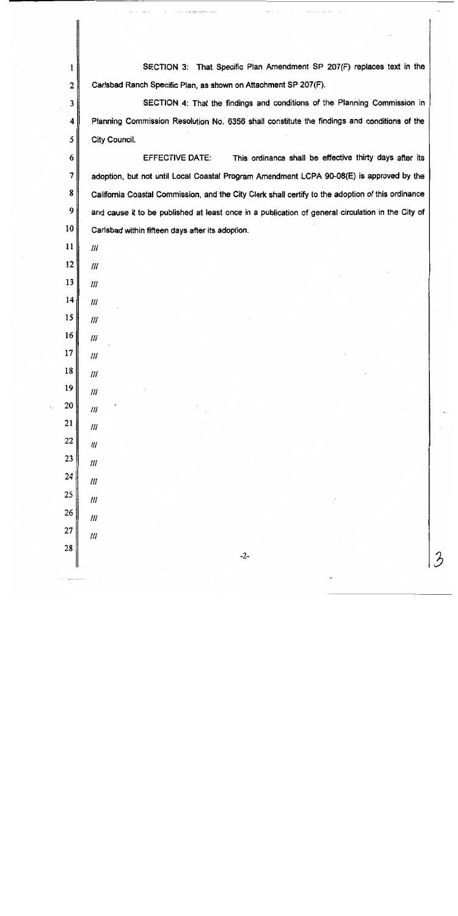SECTION 3: That Specific Plan Amendment SP 207(F) replaces text in the Carlsbad Ranch Specific Plan, as shown on Attachment SP 207(F).

SECTION 4: That the findings and conditions of the Planning Commission in Planning Commission Resolution No. 6356 shall constitute the findings and conditions of the City Council.

EFFECTIVE DATE: This ordinance shall be effective thirty days after its adoption, but not until Local Coastal Program Amendment LCPA 90-08(E) is approved by the California Coastal Commission, and the City Clerk shall certify to the adoption of this ordinance and cause it to be published at least once in a publication of general circulation in the City of Carlsbad within fifteen days after its adoption.

///

///

///

///

///

///

///

///

///

///

///

///

///

///

///

///

///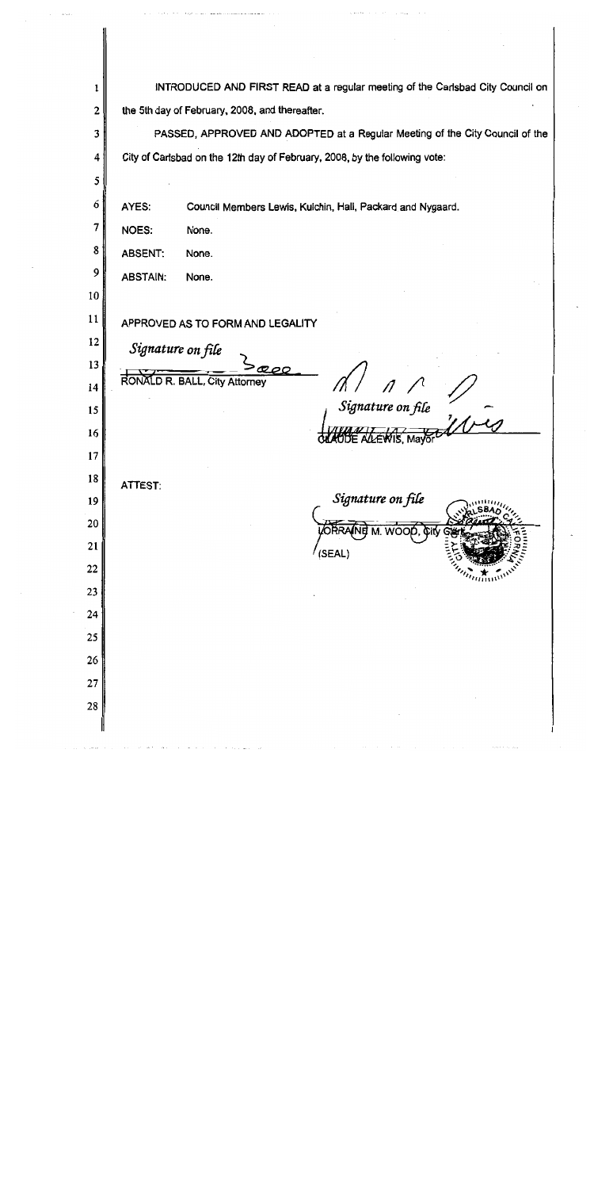INTRODUCED AND FIRST READ at a regular meeting of the Carlsbad City Council on the 5th day of February, 2008, and thereafter.

PASSED, APPROVED AND ADOPTED at a Regular Meeting of the City Council of the City of Carlsbad on the 12th day of February, 2008, by the following vote:

AYES: Council Members Lewis, Kulchin, Hall, Packard and Nygaard.

NOES: None.

ABSENT: None.

ABSTAIN: None.

APPROVED AS TO FORM AND LEGALITY

*Signature on file*

RONALD R. BALL, City Attorney

*Signature on file*

CLAUDE A. LEWIS, Mayor

ATTEST:

*Signature on file*

LORRAINE M. WOOD, City Clerk

(SEAL)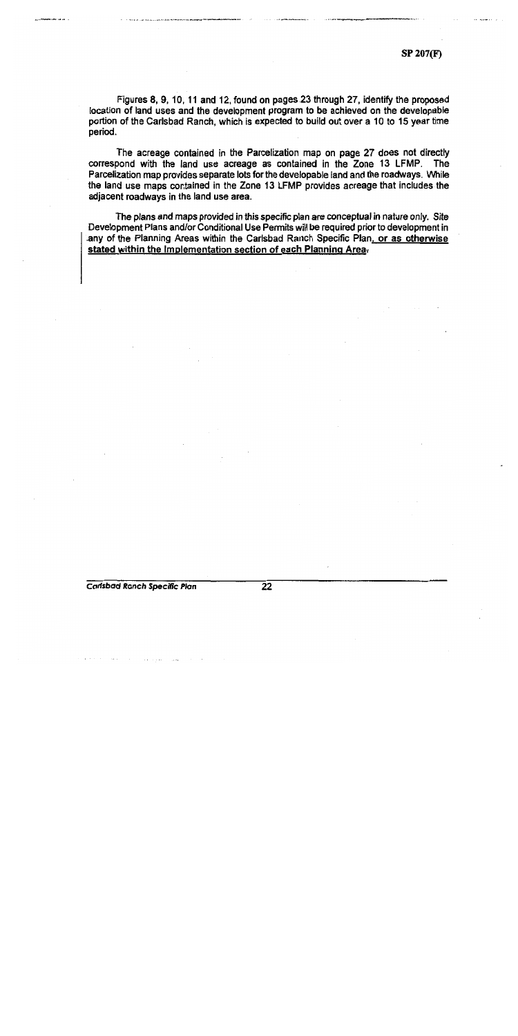Figures 8, 9, 10, 11 and 12, found on pages 23 through 27, identify the proposed location of land uses and the development program to be achieved on the developable portion of the Carlsbad Ranch, which is expected to build out over a 10 to 15 year time period.

The acreage contained in the Parcelization map on page 27 does not directly correspond with the land use acreage as contained in the Zone 13 LFMP. The Parcelization map provides separate lots for the developable land and the roadways. While the land use maps contained in the Zone 13 LFMP provides acreage that includes the adjacent roadways in the land use area.

The plans and maps provided in this specific plan are conceptual in nature only. Site Development Plans and/or Conditional Use Permits will be required prior to development in any of the Planning Areas within the Carlsbad Ranch Specific Plan**, or as otherwise stated within the Implementation section of each Planning Area**.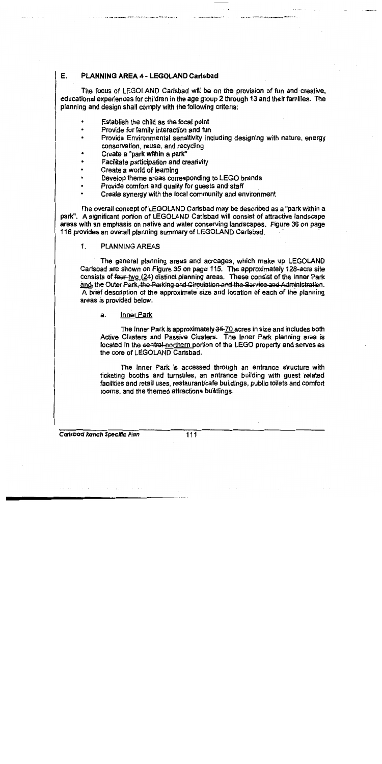## E. PLANNING AREA 4 - LEGOLAND Carlsbad

The focus of LEGOLAND Carlsbad will be on the provision of fun and creative, educational experiences for children in the age group 2 through 13 and their families. The planning and design shall comply with the following criteria:

- Establish the child as the focal point
- Provide for family interaction and fun
- Provide Environmental sensitivity including designing with nature, energy conservation, reuse, and recycling
- Create a "park within a park"
- Facilitate participation and creativity
- Create a world of learning
- Develop theme areas corresponding to LEGO brands
- Provide comfort and quality for guests and staff
- Create synergy with the local community and environment

The overall concept of LEGOLAND Carlsbad may be described as a "park within a park". A significant portion of LEGOLAND Carlsbad will consist of attractive landscape areas with an emphasis on native and water conserving landscapes. Figure 36 on page 116 provides an overall planning summary of LEGOLAND Carlsbad.

### 1. PLANNING AREAS

The general planning areas and acreages, which make up LEGOLAND Carlsbad are shown on Figure 35 on page 115. The approximately 128-acre site consists of ~~four~~ two (24) distinct planning areas. These consist of the Inner Park and~~,~~ the Outer Park~~, the Parking and Circulation and the Service and Administration~~. A brief description of the approximate size and location of each of the planning areas is provided below.

#### a. Inner Park

The Inner Park is approximately ~~35~~ 70 acres in size and includes both Active Clusters and Passive Clusters. The Inner Park planning area is located in the ~~central~~ northern portion of the LEGO property and serves as the core of LEGOLAND Carlsbad.

The Inner Park is accessed through an entrance structure with ticketing booths and turnstiles, an entrance building with guest related facilities and retail uses, restaurant/cafe buildings, public toilets and comfort rooms, and the themed attractions buildings.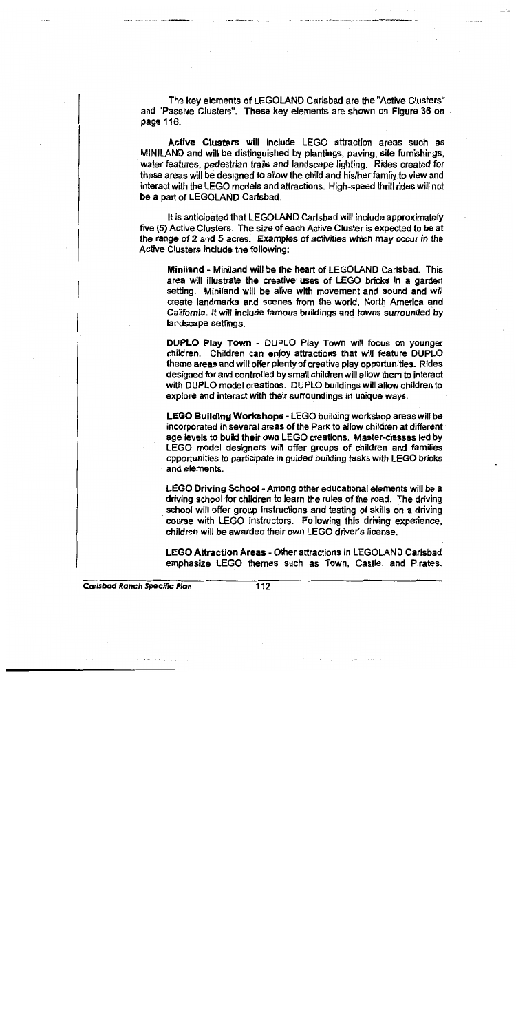The key elements of LEGOLAND Carlsbad are the "Active Clusters" and "Passive Clusters". These key elements are shown on Figure 36 on page 116.

**Active Clusters** will include LEGO attraction areas such as MINILAND and will be distinguished by plantings, paving, site furnishings, water features, pedestrian trails and landscape lighting. Rides created for these areas will be designed to allow the child and his/her family to view and interact with the LEGO models and attractions. High-speed thrill rides will not be a part of LEGOLAND Carlsbad.

It is anticipated that LEGOLAND Carlsbad will include approximately five (5) Active Clusters. The size of each Active Cluster is expected to be at the range of 2 and 5 acres. Examples of activities which may occur in the Active Clusters include the following:

> **Miniland** - Miniland will be the heart of LEGOLAND Carlsbad. This area will illustrate the creative uses of LEGO bricks in a garden setting. Miniland will be alive with movement and sound and will create landmarks and scenes from the world, North America and California. It will include famous buildings and towns surrounded by landscape settings.
>
> **DUPLO Play Town** - DUPLO Play Town will focus on younger children. Children can enjoy attractions that will feature DUPLO theme areas and will offer plenty of creative play opportunities. Rides designed for and controlled by small children will allow them to interact with DUPLO model creations. DUPLO buildings will allow children to explore and interact with their surroundings in unique ways.
>
> **LEGO Building Workshops** - LEGO building workshop areas will be incorporated in several areas of the Park to allow children at different age levels to build their own LEGO creations. Master-classes led by LEGO model designers will offer groups of children and families opportunities to participate in guided building tasks with LEGO bricks and elements.
>
> **LEGO Driving School** - Among other educational elements will be a driving school for children to learn the rules of the road. The driving school will offer group instructions and testing of skills on a driving course with LEGO instructors. Following this driving experience, children will be awarded their own LEGO driver's license.
>
> **LEGO Attraction Areas** - Other attractions in LEGOLAND Carlsbad emphasize LEGO themes such as Town, Castle, and Pirates.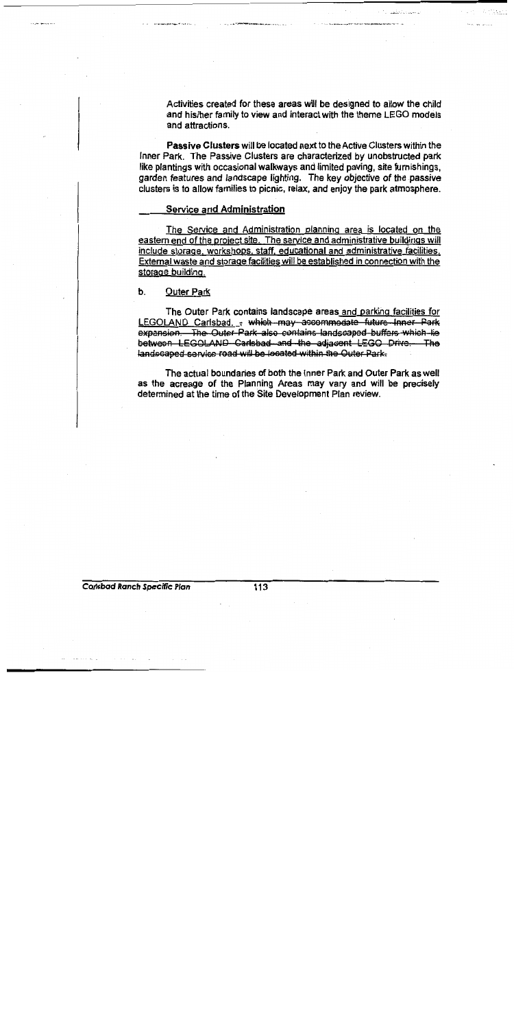Activities created for these areas will be designed to allow the child and his/her family to view and interact with the theme LEGO models and attractions.

**Passive Clusters** will be located next to the Active Clusters within the Inner Park. The Passive Clusters are characterized by unobstructed park like plantings with occasional walkways and limited paving, site furnishings, garden features and landscape lighting. The key objective of the passive clusters is to allow families to picnic, relax, and enjoy the park atmosphere.

**Service and Administration**

The Service and Administration planning area is located on the eastern end of the project site. The service and administrative buildings will include storage, workshops, staff, educational and administrative facilities. External waste and storage facilities will be established in connection with the storage building.

b. Outer Park

The Outer Park contains landscape areas and parking facilities for LEGOLAND Carlsbad. ~~, which may accommodate future Inner Park expansion. The Outer Park also contains landscaped buffers which lie between LEGOLAND Carlsbad and the adjacent LEGO Drive. The landscaped service road will be located within the Outer Park.~~

The actual boundaries of both the Inner Park and Outer Park as well as the acreage of the Planning Areas may vary and will be precisely determined at the time of the Site Development Plan review.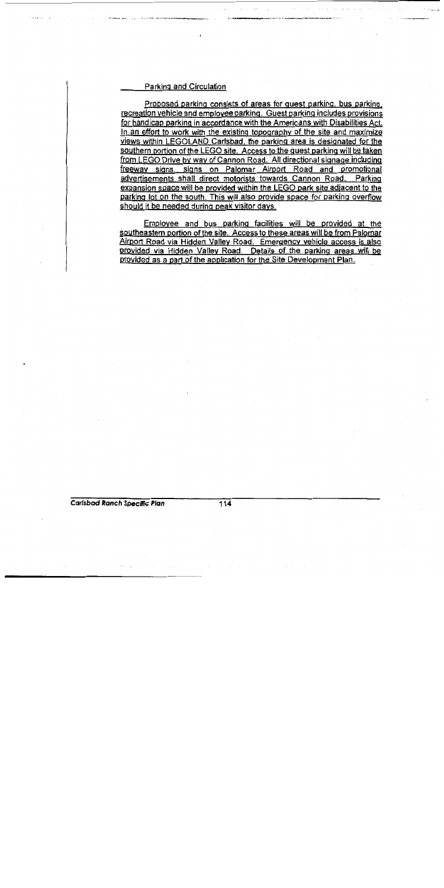Parking and Circulation

Proposed parking consists of areas for guest parking, bus parking, recreation vehicle and employee parking. Guest parking includes provisions for handicap parking in accordance with the Americans with Disabilities Act. In an effort to work with the existing topography of the site and maximize views within LEGOLAND Carlsbad, the parking area is designated for the southern portion of the LEGO site. Access to the guest parking will be taken from LEGO Drive by way of Cannon Road. All directional signage including freeway signs, signs on Palomar Airport Road and promotional advertisements shall direct motorists towards Cannon Road. Parking expansion space will be provided within the LEGO park site adjacent to the parking lot on the south. This will also provide space for parking overflow should it be needed during peak visitor days.

Employee and bus parking facilities will be provided at the southeastern portion of the site. Access to these areas will be from Palomar Airport Road via Hidden Valley Road. Emergency vehicle access is also provided via Hidden Valley Road. Details of the parking areas will be provided as a part of the application for the Site Development Plan.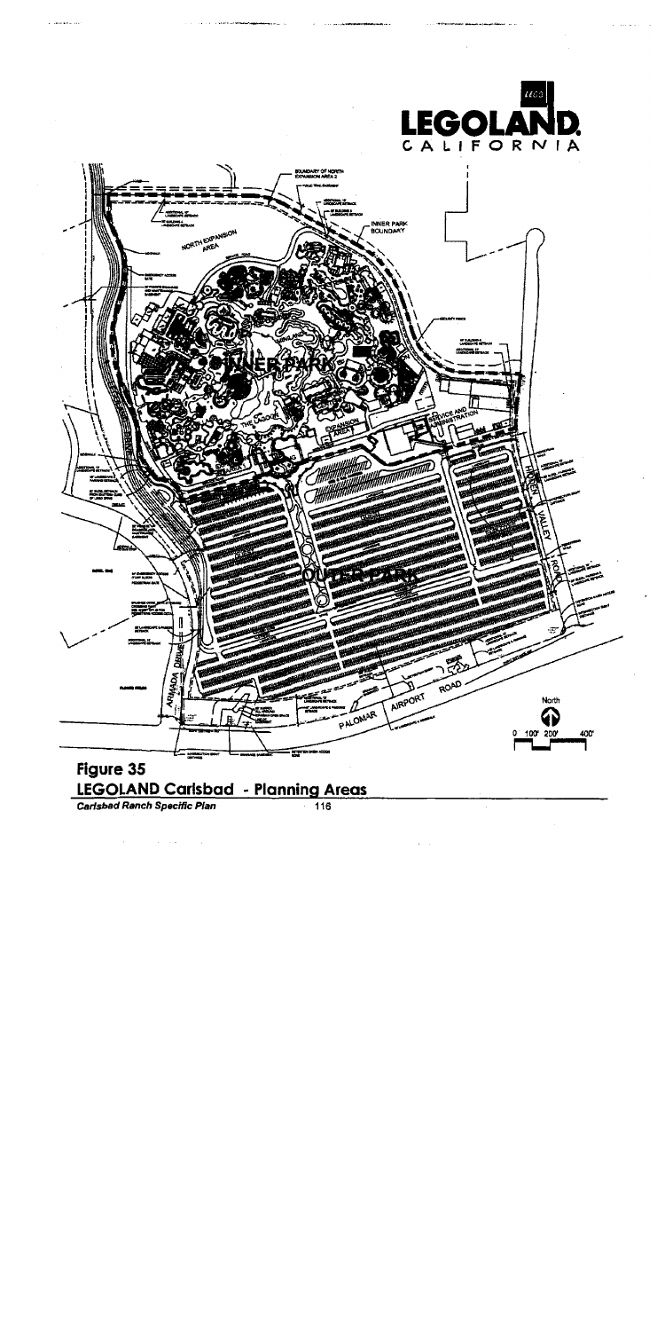# Figure 35

## LEGOLAND Carlsbad - Planning Areas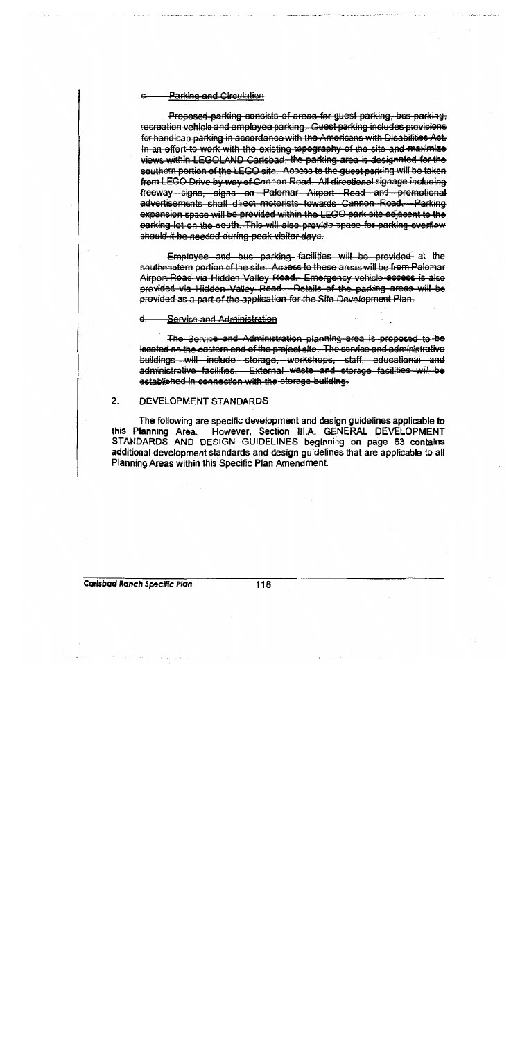c. ~~Parking and Circulation~~

~~Proposed parking consists of areas for guest parking, bus parking, recreation vehicle and employee parking. Guest parking includes provisions for handicap parking in accordance with the Americans with Disabilities Act. In an effort to work with the existing topography of the site and maximize views within LEGOLAND Carlsbad, the parking area is designated for the southern portion of the LEGO site. Access to the guest parking will be taken from LEGO Drive by way of Cannon Road. All directional signage including freeway signs, signs on Palomar Airport Road and promotional advertisements shall direct motorists towards Cannon Road. Parking expansion space will be provided within the LEGO park site adjacent to the parking lot on the south. This will also provide space for parking overflow should it be needed during peak visitor days.~~

~~Employee and bus parking facilities will be provided at the southeastern portion of the site. Access to these areas will be from Palomar Airport Road via Hidden Valley Road. Emergency vehicle access is also provided via Hidden Valley Road. Details of the parking areas will be provided as a part of the application for the Site Development Plan.~~

d. ~~Service and Administration~~

~~The Service and Administration planning area is proposed to be located on the eastern end of the project site. The service and administrative buildings will include storage, workshops, staff, educational and administrative facilities. External waste and storage facilities will be established in connection with the storage building.~~

2. DEVELOPMENT STANDARDS

The following are specific development and design guidelines applicable to this Planning Area. However, Section III.A. GENERAL DEVELOPMENT STANDARDS AND DESIGN GUIDELINES beginning on page 63 contains additional development standards and design guidelines that are applicable to all Planning Areas within this Specific Plan Amendment.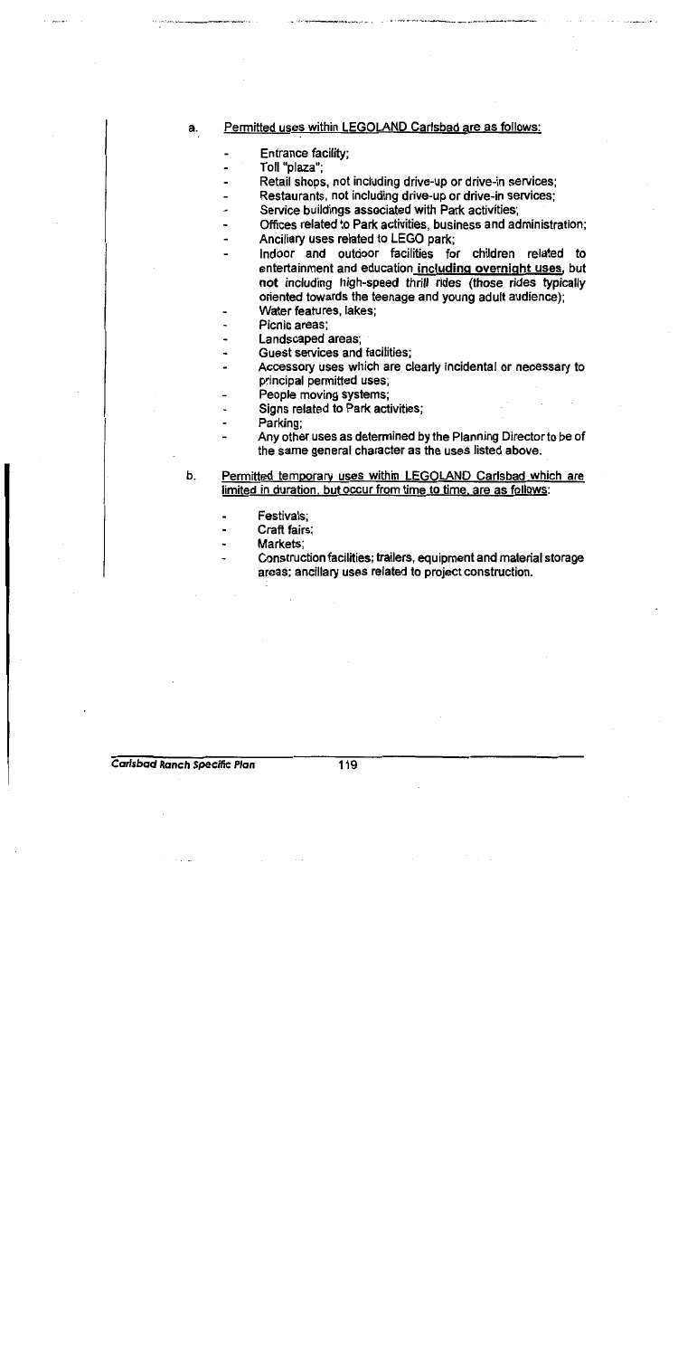a. Permitted uses within LEGOLAND Carlsbad are as follows:

- Entrance facility;
- Toll "plaza";
- Retail shops, not including drive-up or drive-in services;
- Restaurants, not including drive-up or drive-in services;
- Service buildings associated with Park activities;
- Offices related to Park activities, business and administration;
- Ancillary uses related to LEGO park;
- Indoor and outdoor facilities for children related to entertainment and education **including overnight uses**, but not including high-speed thrill rides (those rides typically oriented towards the teenage and young adult audience);
- Water features, lakes;
- Picnic areas;
- Landscaped areas;
- Guest services and facilities;
- Accessory uses which are clearly incidental or necessary to principal permitted uses;
- People moving systems;
- Signs related to Park activities;
- Parking;
- Any other uses as determined by the Planning Director to be of the same general character as the uses listed above.

b. Permitted temporary uses within LEGOLAND Carlsbad which are limited in duration, but occur from time to time, are as follows:

- Festivals;
- Craft fairs;
- Markets;
- Construction facilities; trailers, equipment and material storage areas; ancillary uses related to project construction.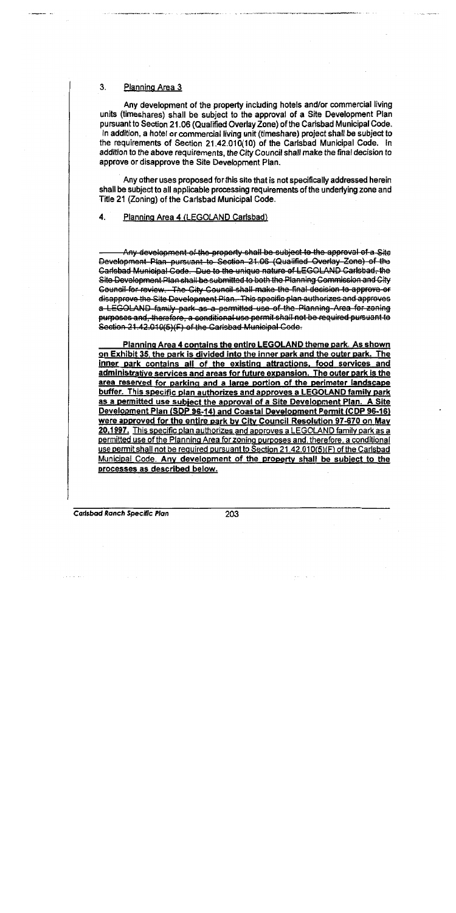### 3. Planning Area 3

Any development of the property including hotels and/or commercial living units (timeshares) shall be subject to the approval of a Site Development Plan pursuant to Section 21.06 (Qualified Overlay Zone) of the Carlsbad Municipal Code. In addition, a hotel or commercial living unit (timeshare) project shall be subject to the requirements of Section 21.42.010(10) of the Carlsbad Municipal Code. In addition to the above requirements, the City Council shall make the final decision to approve or disapprove the Site Development Plan.

Any other uses proposed for this site that is not specifically addressed herein shall be subject to all applicable processing requirements of the underlying zone and Title 21 (Zoning) of the Carlsbad Municipal Code.

### 4. Planning Area 4 (LEGOLAND Carlsbad)

~~Any development of the property shall be subject to the approval of a Site Development Plan pursuant to Section 21.06 (Qualified Overlay Zone) of the Carlsbad Municipal Code. Due to the unique nature of LEGOLAND Carlsbad, the Site Development Plan shall be submitted to both the Planning Commission and City Council for review. The City Council shall make the final decision to approve or disapprove the Site Development Plan. This specific plan authorizes and approves a LEGOLAND family park as a permitted use of the Planning Area for zoning purposes and, therefore, a conditional use permit shall not be required pursuant to Section 21.42.010(5)(F) of the Carlsbad Municipal Code.~~

**Planning Area 4 contains the entire LEGOLAND theme park. As shown on Exhibit 35, the park is divided into the inner park and the outer park. The inner park contains all of the existing attractions, food services and administrative services and areas for future expansion. The outer park is the area reserved for parking and a large portion of the perimeter landscape buffer. This specific plan authorizes and approves a LEGOLAND family park as a permitted use subject the approval of a Site Development Plan. A Site Development Plan (SDP 96-14) and Coastal Development Permit (CDP 96-16) were approved for the entire park by City Council Resolution 97-670 on May 20,1997.** This specific plan authorizes and approves a LEGOLAND family park as a permitted use of the Planning Area for zoning purposes and, therefore, a conditional use permit shall not be required pursuant to Section 21.42.010(5)(F) of the Carlsbad Municipal Code. **Any development of the property shall be subject to the processes as described below.**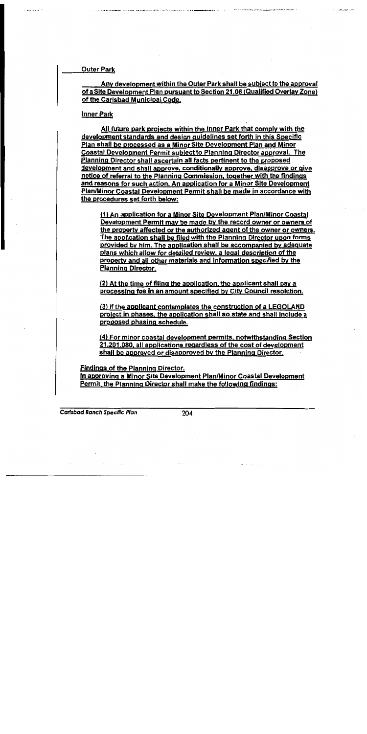Outer Park

Any development within the Outer Park shall be subject to the approval of a Site Development Plan pursuant to Section 21.06 (Qualified Overlay Zone) of the Carlsbad Municipal Code.

Inner Park

All future park projects within the Inner Park that comply with the development standards and design guidelines set forth in this Specific Plan shall be processed as a Minor Site Development Plan and Minor Coastal Development Permit subject to Planning Director approval. The Planning Director shall ascertain all facts pertinent to the proposed development and shall approve, conditionally approve, disapprove or give notice of referral to the Planning Commission, together with the findings and reasons for such action. An application for a Minor Site Development Plan/Minor Coastal Development Permit shall be made in accordance with the procedures set forth below:

(1) An application for a Minor Site Development Plan/Minor Coastal Development Permit may be made by the record owner or owners of the property affected or the authorized agent of the owner or owners. The application shall be filed with the Planning Director upon forms provided by him. The application shall be accompanied by adequate plans which allow for detailed review, a legal description of the property and all other materials and information specified by the Planning Director.

(2) At the time of filing the application, the applicant shall pay a processing fee in an amount specified by City Council resolution.

(3) If the applicant contemplates the construction of a LEGOLAND project in phases, the application shall so state and shall include a proposed phasing schedule.

(4) For minor coastal development permits, notwithstanding Section 21.201.080, all applications regardless of the cost of development shall be approved or disapproved by the Planning Director.

Findings of the Planning Director.

In approving a Minor Site Development Plan/Minor Coastal Development Permit, the Planning Director shall make the following findings: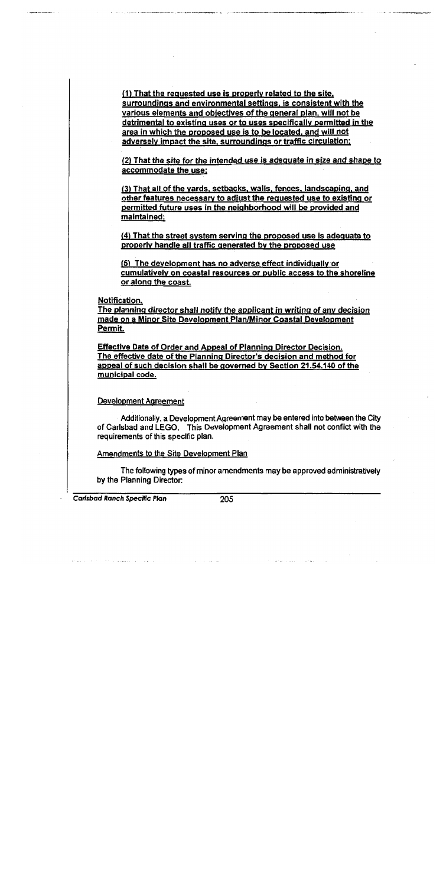**(1) That the requested use is properly related to the site, surroundings and environmental settings, is consistent with the various elements and objectives of the general plan, will not be detrimental to existing uses or to uses specifically permitted in the area in which the proposed use is to be located, and will not adversely impact the site, surroundings or traffic circulation;**

**(2) That the site for the intended use is adequate in size and shape to accommodate the use;**

**(3) That all of the yards, setbacks, walls, fences, landscaping, and other features necessary to adjust the requested use to existing or permitted future uses in the neighborhood will be provided and maintained;**

**(4) That the street system serving the proposed use is adequate to properly handle all traffic generated by the proposed use**

**(5) The development has no adverse effect individually or cumulatively on coastal resources or public access to the shoreline or along the coast.**

**Notification.**
**The planning director shall notify the applicant in writing of any decision made on a Minor Site Development Plan/Minor Coastal Development Permit.**

**Effective Date of Order and Appeal of Planning Director Decision.**
**The effective date of the Planning Director's decision and method for appeal of such decision shall be governed by Section 21.54.140 of the municipal code.**

Development Agreement

Additionally, a Development Agreement may be entered into between the City of Carlsbad and LEGO. This Development Agreement shall not conflict with the requirements of this specific plan.

Amendments to the Site Development Plan

The following types of minor amendments may be approved administratively by the Planning Director: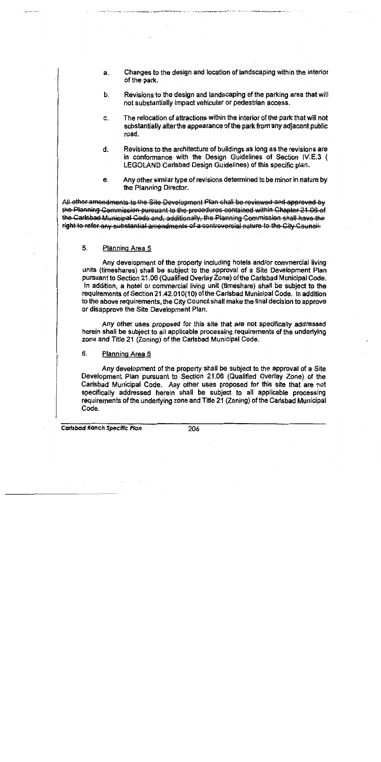a. Changes to the design and location of landscaping within the interior of the park.

b. Revisions to the design and landscaping of the parking area that will not substantially impact vehicular or pedestrian access.

c. The relocation of attractions within the interior of the park that will not substantially alter the appearance of the park from any adjacent public road.

d. Revisions to the architecture of buildings as long as the revisions are in conformance with the Design Guidelines of Section IV.E.3 ( LEGOLAND Carlsbad Design Guidelines) of this specific plan.

e. Any other similar type of revisions determined to be minor in nature by the Planning Director.

~~All other amendments to the Site Development Plan shall be reviewed and approved by the Planning Commission pursuant to the procedures contained within Chapter 21.06 of the Carlsbad Municipal Code and, additionally, the Planning Commission shall have the right to refer any substantial amendments of a controversial nature to the City Council.~~

5. Planning Area 5

Any development of the property including hotels and/or commercial living units (timeshares) shall be subject to the approval of a Site Development Plan pursuant to Section 21.06 (Qualified Overlay Zone) of the Carlsbad Municipal Code. In addition, a hotel or commercial living unit (timeshare) shall be subject to the requirements of Section 21.42.010(10) of the Carlsbad Municipal Code. In addition to the above requirements, the City Council shall make the final decision to approve or disapprove the Site Development Plan.

Any other uses proposed for this site that are not specifically addressed herein shall be subject to all applicable processing requirements of the underlying zone and Title 21 (Zoning) of the Carlsbad Municipal Code.

6. Planning Area 6

Any development of the property shall be subject to the approval of a Site Development Plan pursuant to Section 21.06 (Qualified Overlay Zone) of the Carlsbad Municipal Code. Any other uses proposed for this site that are not specifically addressed herein shall be subject to all applicable processing requirements of the underlying zone and Title 21 (Zoning) of the Carlsbad Municipal Code.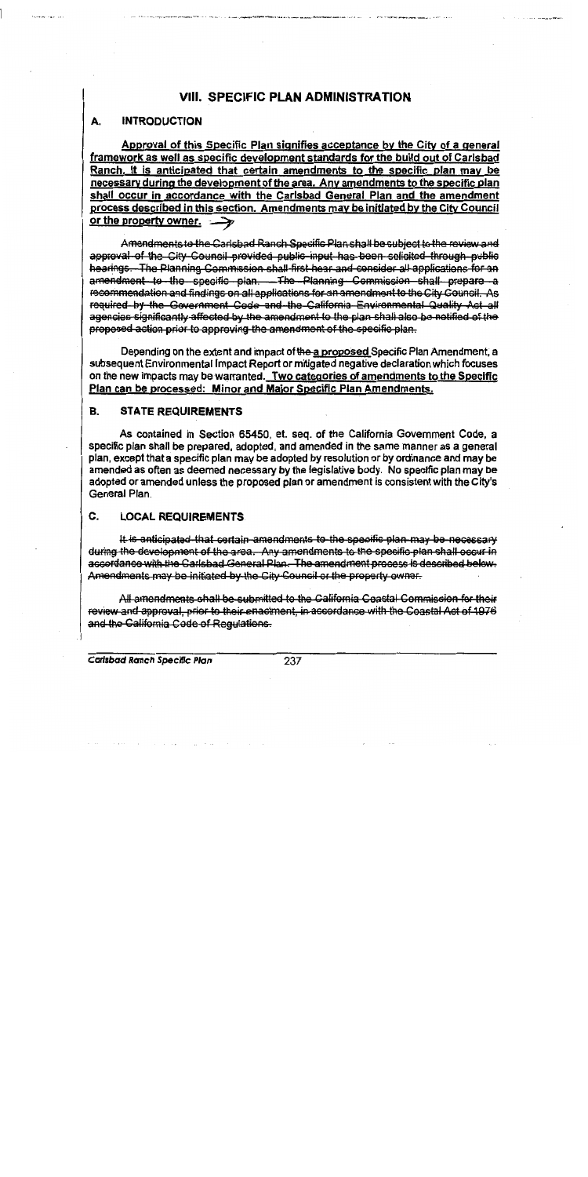# VIII. SPECIFIC PLAN ADMINISTRATION

## A. INTRODUCTION

Approval of this Specific Plan signifies acceptance by the City of a general framework as well as specific development standards for the build out of Carlsbad Ranch. It is anticipated that certain amendments to the specific plan may be necessary during the development of the area. Any amendments to the specific plan shall occur in accordance with the Carlsbad General Plan and the amendment process described in this section. Amendments may be initiated by the City Council or the property owner.

~~Amendments to the Carlsbad Ranch Specific Plan shall be subject to the review and approval of the City Council provided public input has been solicited through public hearings. The Planning Commission shall first hear and consider all applications for an amendment to the specific plan. The Planning Commission shall prepare a recommendation and findings on all applications for an amendment to the City Council. As required by the Government Code and the California Environmental Quality Act all agencies significantly affected by the amendment to the plan shall also be notified of the proposed action prior to approving the amendment of the specific plan.~~

Depending on the extent and impact of ~~the~~ a proposed Specific Plan Amendment, a subsequent Environmental Impact Report or mitigated negative declaration which focuses on the new impacts may be warranted. Two categories of amendments to the Specific Plan can be processed: Minor and Major Specific Plan Amendments.

## B. STATE REQUIREMENTS

As contained in Section 65450, et. seq. of the California Government Code, a specific plan shall be prepared, adopted, and amended in the same manner as a general plan, except that a specific plan may be adopted by resolution or by ordinance and may be amended as often as deemed necessary by the legislative body. No specific plan may be adopted or amended unless the proposed plan or amendment is consistent with the City's General Plan.

## C. LOCAL REQUIREMENTS

~~It is anticipated that certain amendments to the specific plan may be necessary during the development of the area. Any amendments to the specific plan shall occur in accordance with the Carlsbad General Plan. The amendment process is described below. Amendments may be initiated by the City Council or the property owner.~~

~~All amendments shall be submitted to the California Coastal Commission for their review and approval, prior to their enactment, in accordance with the Coastal Act of 1976 and the California Code of Regulations.~~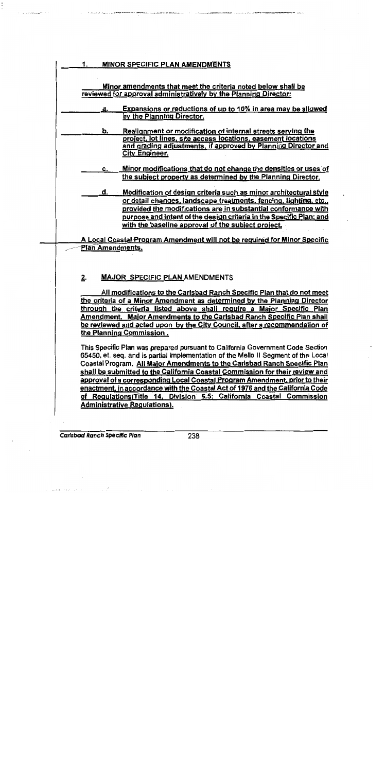### 1. MINOR SPECIFIC PLAN AMENDMENTS

Minor amendments that meet the criteria noted below shall be reviewed for approval administratively by the Planning Director:

a. Expansions or reductions of up to 10% in area may be allowed by the Planning Director.

b. Realignment or modification of internal streets serving the project, lot lines, site access locations, easement locations and grading adjustments, if approved by Planning Director and City Engineer.

c. Minor modifications that do not change the densities or uses of the subject property as determined by the Planning Director.

d. Modification of design criteria such as minor architectural style or detail changes, landscape treatments, fencing, lighting, etc., provided the modifications are in substantial conformance with purpose and intent of the design criteria in the Specific Plan; and with the baseline approval of the subject project.

A Local Coastal Program Amendment will not be required for Minor Specific Plan Amendments.

### 2. MAJOR SPECIFIC PLAN AMENDMENTS

All modifications to the Carlsbad Ranch Specific Plan that do not meet the criteria of a Minor Amendment as determined by the Planning Director through the criteria listed above shall require a Major Specific Plan Amendment. Major Amendments to the Carlsbad Ranch Specific Plan shall be reviewed and acted upon by the City Council, after a recommendation of the Planning Commission .

This Specific Plan was prepared pursuant to California Government Code Section 65450, et. seq. and is partial implementation of the Mello II Segment of the Local Coastal Program. All Major Amendments to the Carlsbad Ranch Specific Plan shall be submitted to the California Coastal Commission for their review and approval of a corresponding Local Coastal Program Amendment, prior to their enactment, in accordance with the Coastal Act of 1976 and the California Code of Regulations(Title 14, Division 5.5; California Coastal Commission Administrative Regulations).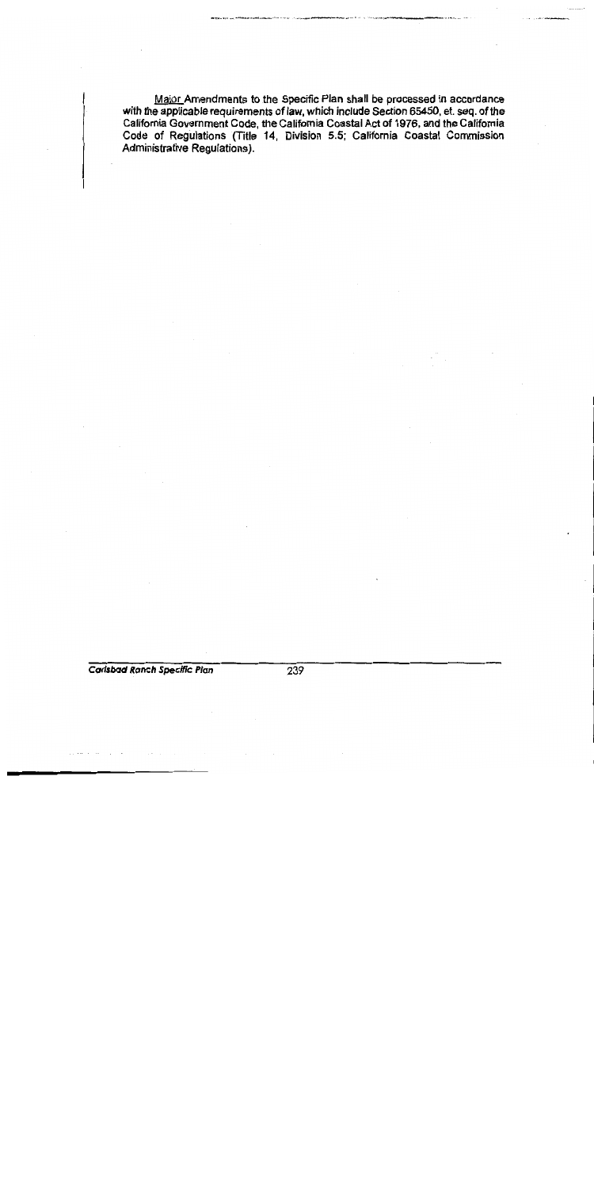Major Amendments to the Specific Plan shall be processed in accordance with the applicable requirements of law, which include Section 65450, et. seq. of the California Government Code, the California Coastal Act of 1976, and the California Code of Regulations (Title 14, Division 5.5; California Coastal Commission Administrative Regulations).